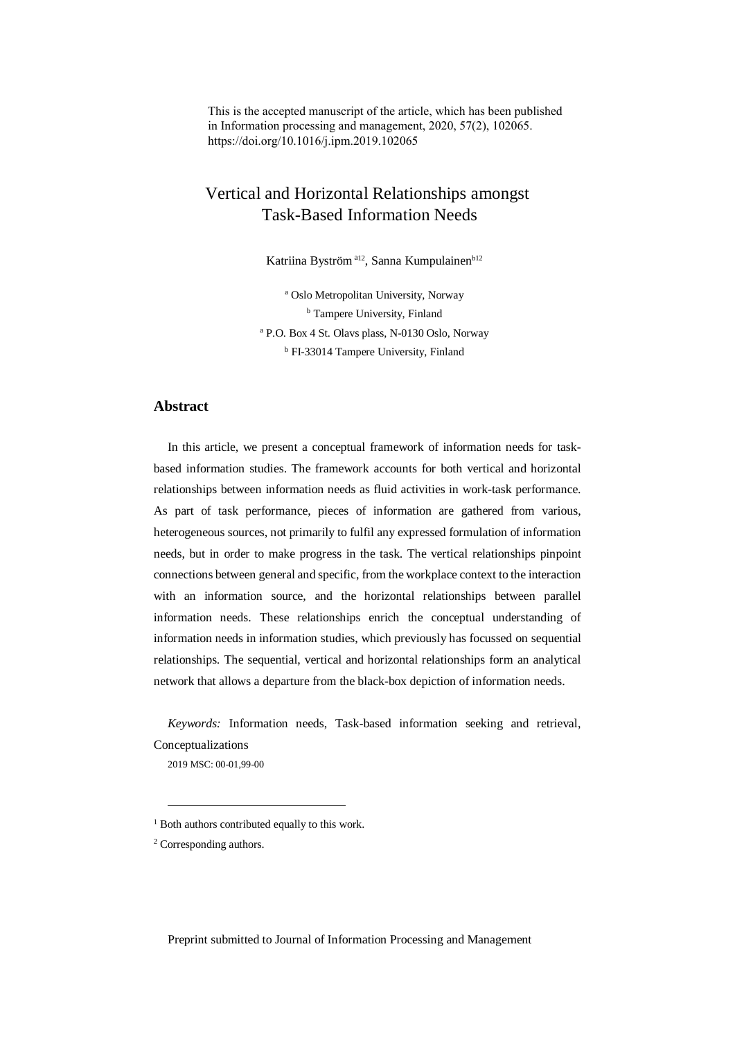This is the accepted manuscript of the article, which has been published in Information processing and management, 2020, 57(2), 102065. https://doi.org/10.1016/j.ipm.2019.102065

# Vertical and Horizontal Relationships amongst Task-Based Information Needs

Katriina Byström [a12], Sanna Kumpulainen [b12]

[a] Oslo Metropolitan University, Norway

[b] Tampere University, Finland

[a] P.O. Box 4 St. Olavs plass, N-0130 Oslo, Norway

[b] FI-33014 Tampere University, Finland

## Abstract

In this article, we present a conceptual framework of information needs for task-based information studies. The framework accounts for both vertical and horizontal relationships between information needs as fluid activities in work-task performance. As part of task performance, pieces of information are gathered from various, heterogeneous sources, not primarily to fulfil any expressed formulation of information needs, but in order to make progress in the task. The vertical relationships pinpoint connections between general and specific, from the workplace context to the interaction with an information source, and the horizontal relationships between parallel information needs. These relationships enrich the conceptual understanding of information needs in information studies, which previously has focussed on sequential relationships. The sequential, vertical and horizontal relationships form an analytical network that allows a departure from the black-box depiction of information needs.

*Keywords:* Information needs, Task-based information seeking and retrieval, Conceptualizations

2019 MSC: 00-01,99-00

[1] Both authors contributed equally to this work.

[2] Corresponding authors.

Preprint submitted to Journal of Information Processing and Management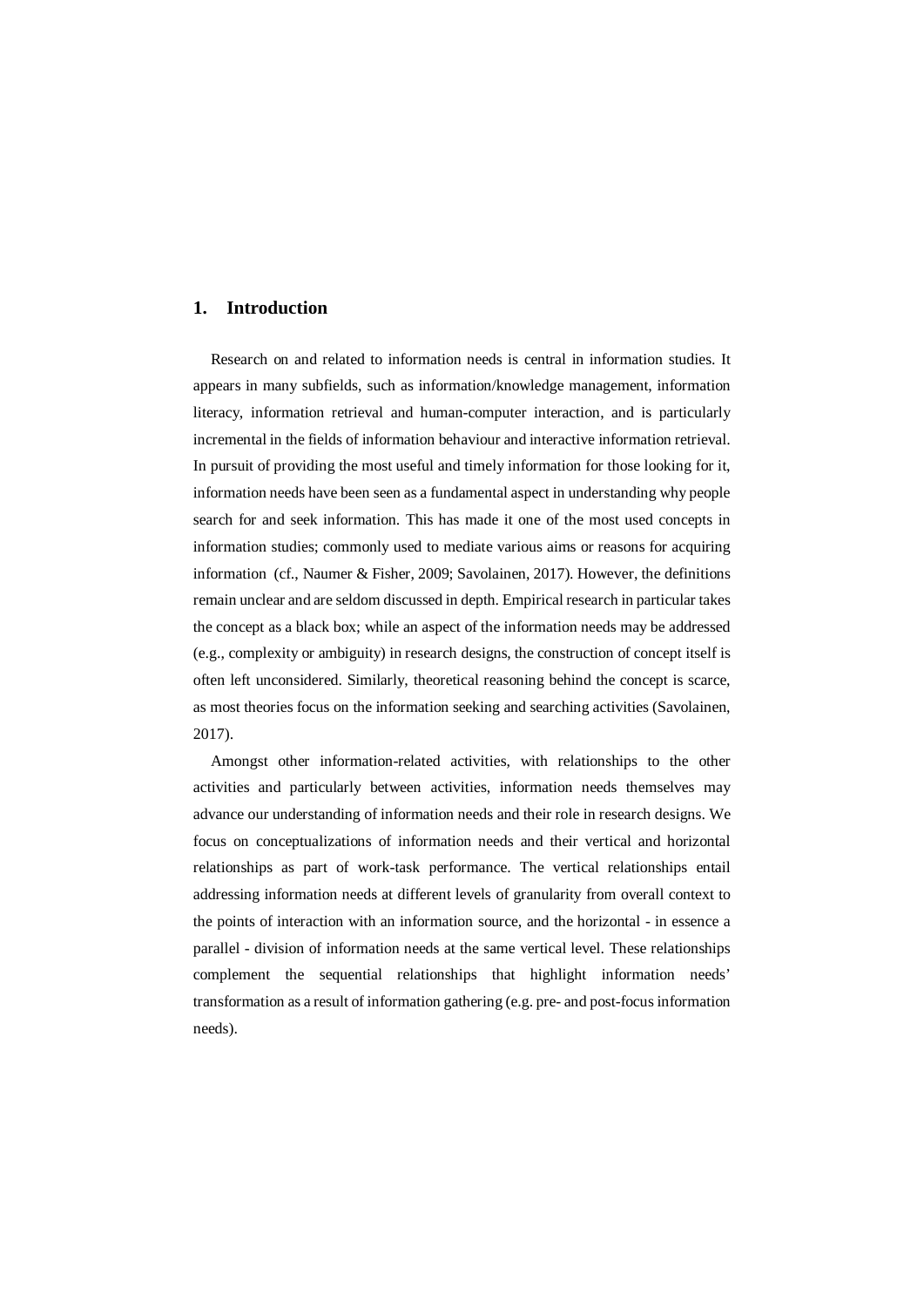## 1. Introduction

Research on and related to information needs is central in information studies. It appears in many subfields, such as information/knowledge management, information literacy, information retrieval and human-computer interaction, and is particularly incremental in the fields of information behaviour and interactive information retrieval. In pursuit of providing the most useful and timely information for those looking for it, information needs have been seen as a fundamental aspect in understanding why people search for and seek information. This has made it one of the most used concepts in information studies; commonly used to mediate various aims or reasons for acquiring information (cf., Naumer & Fisher, 2009; Savolainen, 2017). However, the definitions remain unclear and are seldom discussed in depth. Empirical research in particular takes the concept as a black box; while an aspect of the information needs may be addressed (e.g., complexity or ambiguity) in research designs, the construction of concept itself is often left unconsidered. Similarly, theoretical reasoning behind the concept is scarce, as most theories focus on the information seeking and searching activities (Savolainen, 2017).

Amongst other information-related activities, with relationships to the other activities and particularly between activities, information needs themselves may advance our understanding of information needs and their role in research designs. We focus on conceptualizations of information needs and their vertical and horizontal relationships as part of work-task performance. The vertical relationships entail addressing information needs at different levels of granularity from overall context to the points of interaction with an information source, and the horizontal - in essence a parallel - division of information needs at the same vertical level. These relationships complement the sequential relationships that highlight information needs' transformation as a result of information gathering (e.g. pre- and post-focus information needs).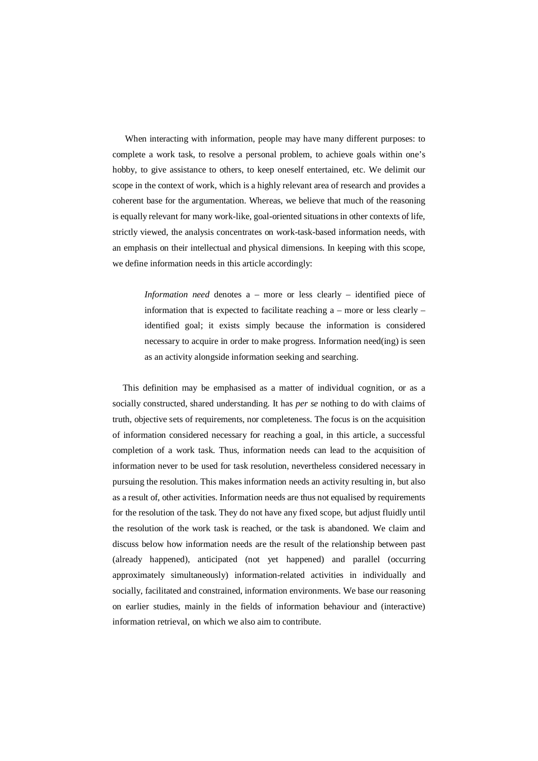When interacting with information, people may have many different purposes: to complete a work task, to resolve a personal problem, to achieve goals within one's hobby, to give assistance to others, to keep oneself entertained, etc. We delimit our scope in the context of work, which is a highly relevant area of research and provides a coherent base for the argumentation. Whereas, we believe that much of the reasoning is equally relevant for many work-like, goal-oriented situations in other contexts of life, strictly viewed, the analysis concentrates on work-task-based information needs, with an emphasis on their intellectual and physical dimensions. In keeping with this scope, we define information needs in this article accordingly:

> *Information need* denotes a – more or less clearly – identified piece of information that is expected to facilitate reaching a – more or less clearly – identified goal; it exists simply because the information is considered necessary to acquire in order to make progress. Information need(ing) is seen as an activity alongside information seeking and searching.

This definition may be emphasised as a matter of individual cognition, or as a socially constructed, shared understanding. It has *per se* nothing to do with claims of truth, objective sets of requirements, nor completeness. The focus is on the acquisition of information considered necessary for reaching a goal, in this article, a successful completion of a work task. Thus, information needs can lead to the acquisition of information never to be used for task resolution, nevertheless considered necessary in pursuing the resolution. This makes information needs an activity resulting in, but also as a result of, other activities. Information needs are thus not equalised by requirements for the resolution of the task. They do not have any fixed scope, but adjust fluidly until the resolution of the work task is reached, or the task is abandoned. We claim and discuss below how information needs are the result of the relationship between past (already happened), anticipated (not yet happened) and parallel (occurring approximately simultaneously) information-related activities in individually and socially, facilitated and constrained, information environments. We base our reasoning on earlier studies, mainly in the fields of information behaviour and (interactive) information retrieval, on which we also aim to contribute.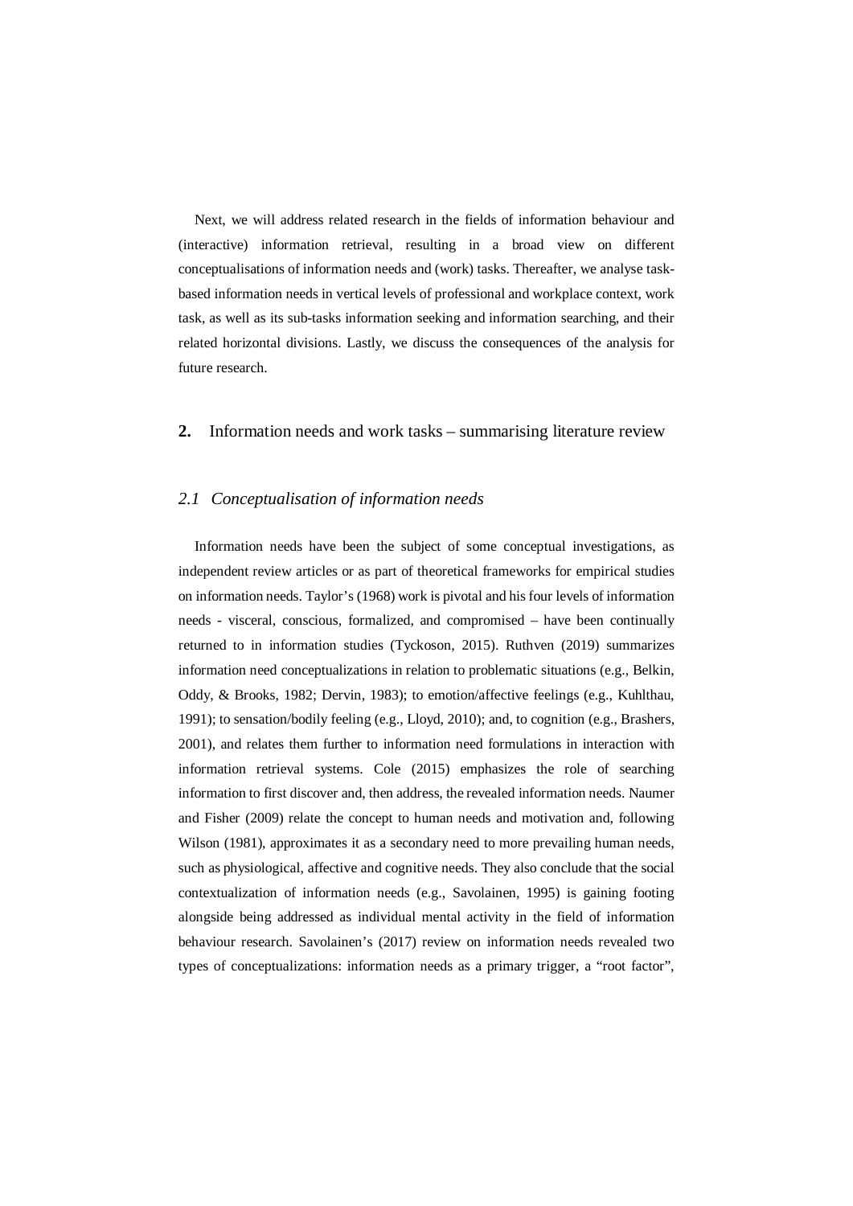Next, we will address related research in the fields of information behaviour and (interactive) information retrieval, resulting in a broad view on different conceptualisations of information needs and (work) tasks. Thereafter, we analyse task-based information needs in vertical levels of professional and workplace context, work task, as well as its sub-tasks information seeking and information searching, and their related horizontal divisions. Lastly, we discuss the consequences of the analysis for future research.

## **2.** Information needs and work tasks – summarising literature review

### *2.1 Conceptualisation of information needs*

Information needs have been the subject of some conceptual investigations, as independent review articles or as part of theoretical frameworks for empirical studies on information needs. Taylor's (1968) work is pivotal and his four levels of information needs - visceral, conscious, formalized, and compromised – have been continually returned to in information studies (Tyckoson, 2015). Ruthven (2019) summarizes information need conceptualizations in relation to problematic situations (e.g., Belkin, Oddy, & Brooks, 1982; Dervin, 1983); to emotion/affective feelings (e.g., Kuhlthau, 1991); to sensation/bodily feeling (e.g., Lloyd, 2010); and, to cognition (e.g., Brashers, 2001), and relates them further to information need formulations in interaction with information retrieval systems. Cole (2015) emphasizes the role of searching information to first discover and, then address, the revealed information needs. Naumer and Fisher (2009) relate the concept to human needs and motivation and, following Wilson (1981), approximates it as a secondary need to more prevailing human needs, such as physiological, affective and cognitive needs. They also conclude that the social contextualization of information needs (e.g., Savolainen, 1995) is gaining footing alongside being addressed as individual mental activity in the field of information behaviour research. Savolainen's (2017) review on information needs revealed two types of conceptualizations: information needs as a primary trigger, a "root factor",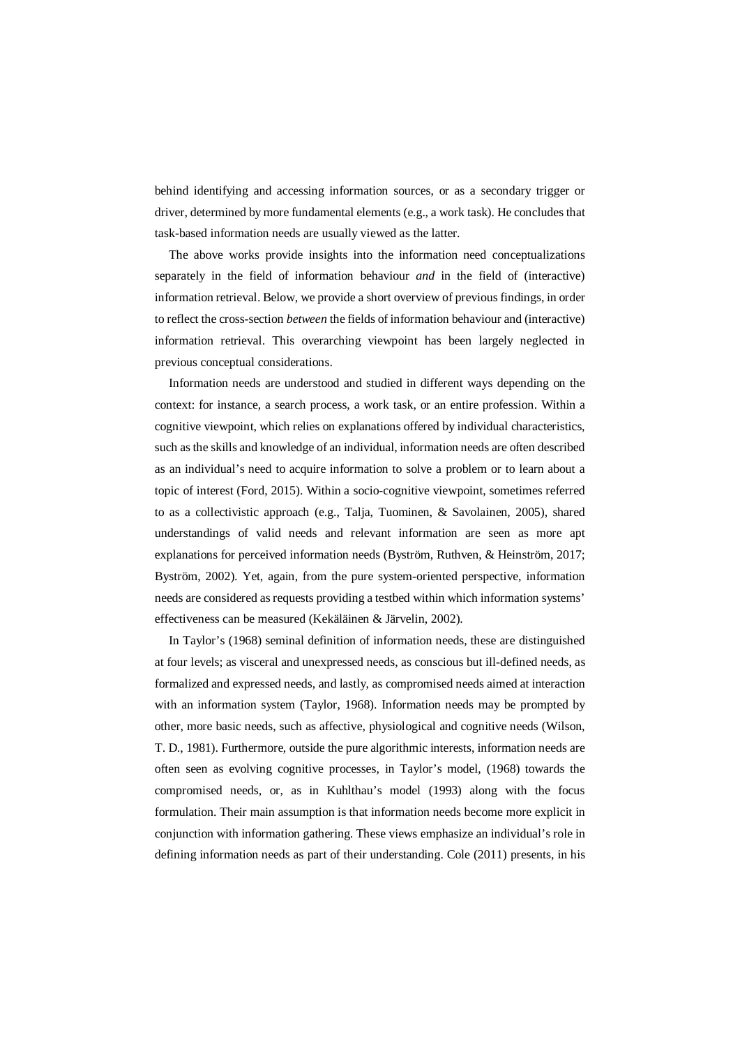behind identifying and accessing information sources, or as a secondary trigger or driver, determined by more fundamental elements (e.g., a work task). He concludes that task-based information needs are usually viewed as the latter.

The above works provide insights into the information need conceptualizations separately in the field of information behaviour *and* in the field of (interactive) information retrieval. Below, we provide a short overview of previous findings, in order to reflect the cross-section *between* the fields of information behaviour and (interactive) information retrieval. This overarching viewpoint has been largely neglected in previous conceptual considerations.

Information needs are understood and studied in different ways depending on the context: for instance, a search process, a work task, or an entire profession. Within a cognitive viewpoint, which relies on explanations offered by individual characteristics, such as the skills and knowledge of an individual, information needs are often described as an individual's need to acquire information to solve a problem or to learn about a topic of interest (Ford, 2015). Within a socio-cognitive viewpoint, sometimes referred to as a collectivistic approach (e.g., Talja, Tuominen, & Savolainen, 2005), shared understandings of valid needs and relevant information are seen as more apt explanations for perceived information needs (Byström, Ruthven, & Heinström, 2017; Byström, 2002). Yet, again, from the pure system-oriented perspective, information needs are considered as requests providing a testbed within which information systems' effectiveness can be measured (Kekäläinen & Järvelin, 2002).

In Taylor's (1968) seminal definition of information needs, these are distinguished at four levels; as visceral and unexpressed needs, as conscious but ill-defined needs, as formalized and expressed needs, and lastly, as compromised needs aimed at interaction with an information system (Taylor, 1968). Information needs may be prompted by other, more basic needs, such as affective, physiological and cognitive needs (Wilson, T. D., 1981). Furthermore, outside the pure algorithmic interests, information needs are often seen as evolving cognitive processes, in Taylor's model, (1968) towards the compromised needs, or, as in Kuhlthau's model (1993) along with the focus formulation. Their main assumption is that information needs become more explicit in conjunction with information gathering. These views emphasize an individual's role in defining information needs as part of their understanding. Cole (2011) presents, in his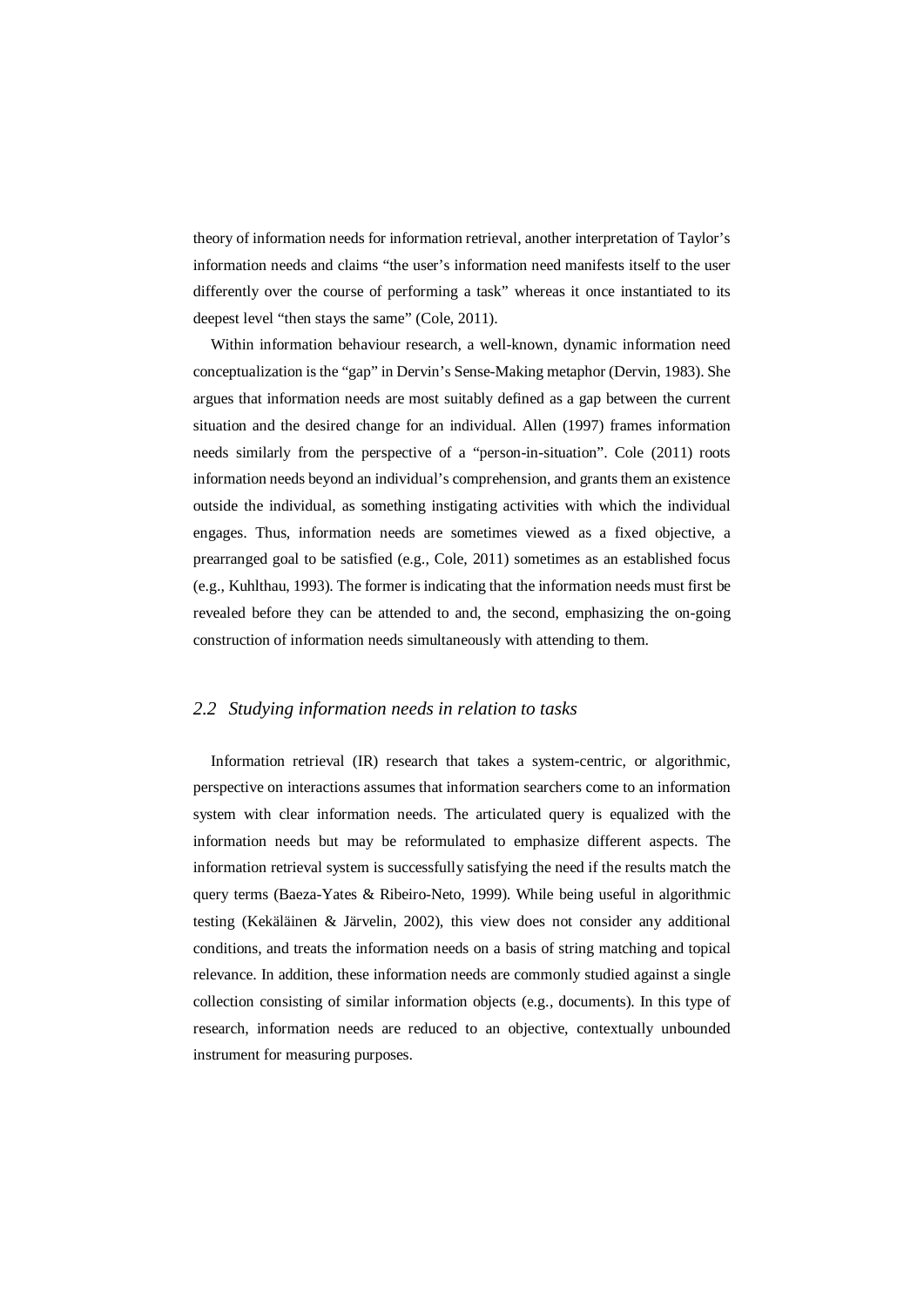theory of information needs for information retrieval, another interpretation of Taylor's information needs and claims "the user's information need manifests itself to the user differently over the course of performing a task" whereas it once instantiated to its deepest level "then stays the same" (Cole, 2011).

Within information behaviour research, a well-known, dynamic information need conceptualization is the "gap" in Dervin's Sense-Making metaphor (Dervin, 1983). She argues that information needs are most suitably defined as a gap between the current situation and the desired change for an individual. Allen (1997) frames information needs similarly from the perspective of a "person-in-situation". Cole (2011) roots information needs beyond an individual's comprehension, and grants them an existence outside the individual, as something instigating activities with which the individual engages. Thus, information needs are sometimes viewed as a fixed objective, a prearranged goal to be satisfied (e.g., Cole, 2011) sometimes as an established focus (e.g., Kuhlthau, 1993). The former is indicating that the information needs must first be revealed before they can be attended to and, the second, emphasizing the on-going construction of information needs simultaneously with attending to them.

## *2.2 Studying information needs in relation to tasks*

Information retrieval (IR) research that takes a system-centric, or algorithmic, perspective on interactions assumes that information searchers come to an information system with clear information needs. The articulated query is equalized with the information needs but may be reformulated to emphasize different aspects. The information retrieval system is successfully satisfying the need if the results match the query terms (Baeza-Yates & Ribeiro-Neto, 1999). While being useful in algorithmic testing (Kekäläinen & Järvelin, 2002), this view does not consider any additional conditions, and treats the information needs on a basis of string matching and topical relevance. In addition, these information needs are commonly studied against a single collection consisting of similar information objects (e.g., documents). In this type of research, information needs are reduced to an objective, contextually unbounded instrument for measuring purposes.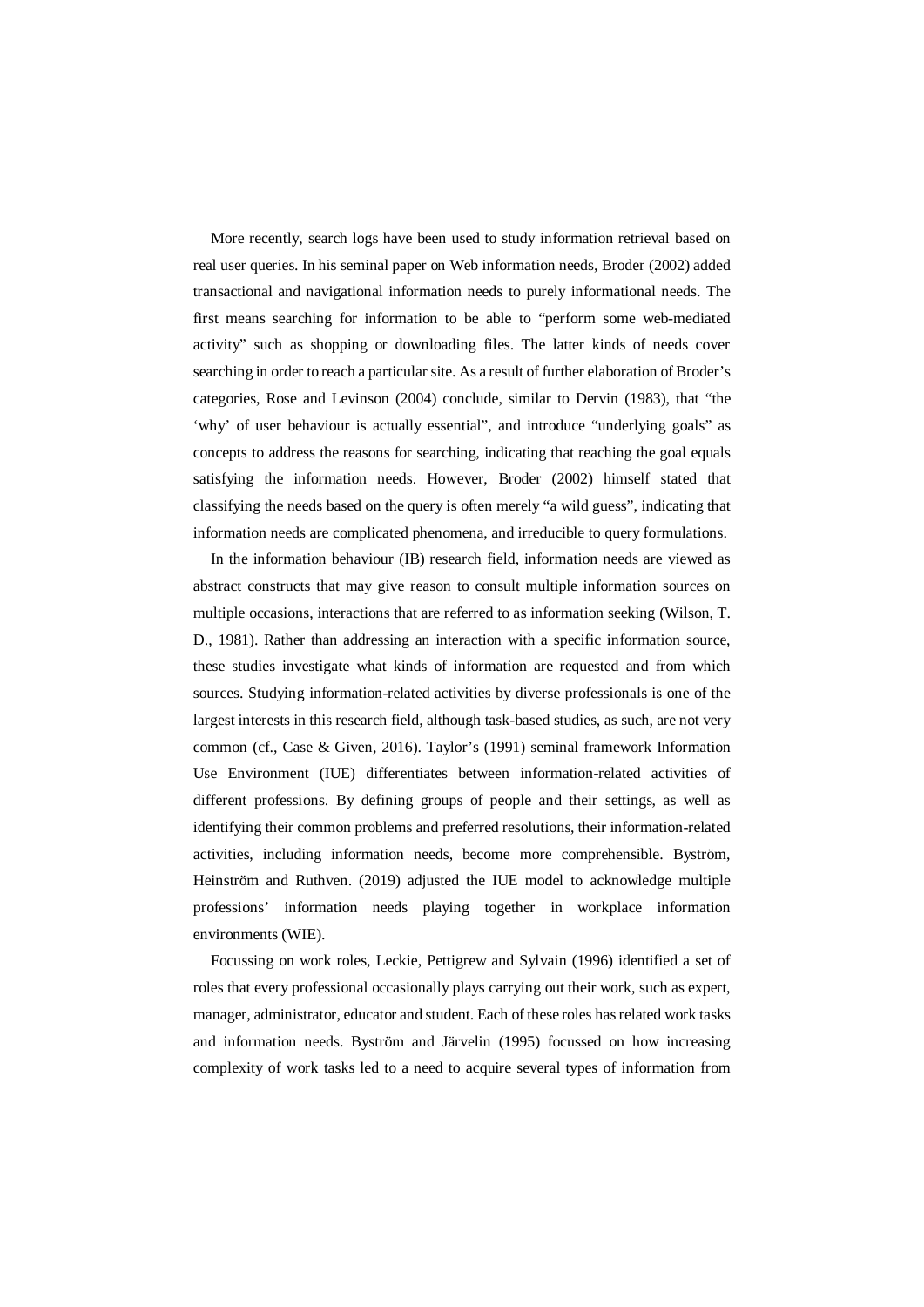More recently, search logs have been used to study information retrieval based on real user queries. In his seminal paper on Web information needs, Broder (2002) added transactional and navigational information needs to purely informational needs. The first means searching for information to be able to "perform some web-mediated activity" such as shopping or downloading files. The latter kinds of needs cover searching in order to reach a particular site. As a result of further elaboration of Broder's categories, Rose and Levinson (2004) conclude, similar to Dervin (1983), that "the 'why' of user behaviour is actually essential", and introduce "underlying goals" as concepts to address the reasons for searching, indicating that reaching the goal equals satisfying the information needs. However, Broder (2002) himself stated that classifying the needs based on the query is often merely "a wild guess", indicating that information needs are complicated phenomena, and irreducible to query formulations.

In the information behaviour (IB) research field, information needs are viewed as abstract constructs that may give reason to consult multiple information sources on multiple occasions, interactions that are referred to as information seeking (Wilson, T. D., 1981). Rather than addressing an interaction with a specific information source, these studies investigate what kinds of information are requested and from which sources. Studying information-related activities by diverse professionals is one of the largest interests in this research field, although task-based studies, as such, are not very common (cf., Case & Given, 2016). Taylor's (1991) seminal framework Information Use Environment (IUE) differentiates between information-related activities of different professions. By defining groups of people and their settings, as well as identifying their common problems and preferred resolutions, their information-related activities, including information needs, become more comprehensible. Byström, Heinström and Ruthven. (2019) adjusted the IUE model to acknowledge multiple professions' information needs playing together in workplace information environments (WIE).

Focussing on work roles, Leckie, Pettigrew and Sylvain (1996) identified a set of roles that every professional occasionally plays carrying out their work, such as expert, manager, administrator, educator and student. Each of these roles has related work tasks and information needs. Byström and Järvelin (1995) focussed on how increasing complexity of work tasks led to a need to acquire several types of information from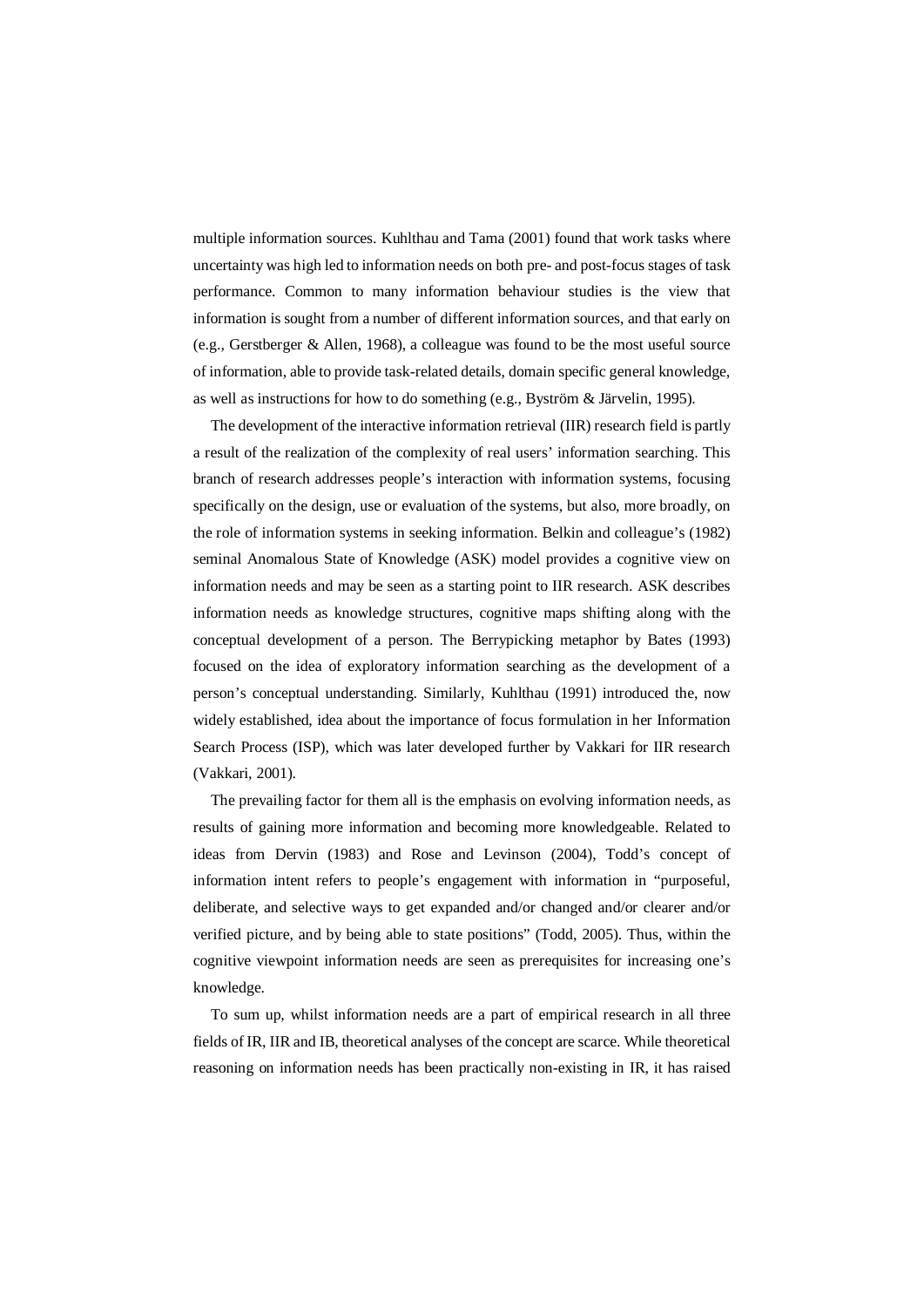multiple information sources. Kuhlthau and Tama (2001) found that work tasks where uncertainty was high led to information needs on both pre- and post-focus stages of task performance. Common to many information behaviour studies is the view that information is sought from a number of different information sources, and that early on (e.g., Gerstberger & Allen, 1968), a colleague was found to be the most useful source of information, able to provide task-related details, domain specific general knowledge, as well as instructions for how to do something (e.g., Byström & Järvelin, 1995).

The development of the interactive information retrieval (IIR) research field is partly a result of the realization of the complexity of real users' information searching. This branch of research addresses people's interaction with information systems, focusing specifically on the design, use or evaluation of the systems, but also, more broadly, on the role of information systems in seeking information. Belkin and colleague's (1982) seminal Anomalous State of Knowledge (ASK) model provides a cognitive view on information needs and may be seen as a starting point to IIR research. ASK describes information needs as knowledge structures, cognitive maps shifting along with the conceptual development of a person. The Berrypicking metaphor by Bates (1993) focused on the idea of exploratory information searching as the development of a person's conceptual understanding. Similarly, Kuhlthau (1991) introduced the, now widely established, idea about the importance of focus formulation in her Information Search Process (ISP), which was later developed further by Vakkari for IIR research (Vakkari, 2001).

The prevailing factor for them all is the emphasis on evolving information needs, as results of gaining more information and becoming more knowledgeable. Related to ideas from Dervin (1983) and Rose and Levinson (2004), Todd's concept of information intent refers to people's engagement with information in "purposeful, deliberate, and selective ways to get expanded and/or changed and/or clearer and/or verified picture, and by being able to state positions" (Todd, 2005). Thus, within the cognitive viewpoint information needs are seen as prerequisites for increasing one's knowledge.

To sum up, whilst information needs are a part of empirical research in all three fields of IR, IIR and IB, theoretical analyses of the concept are scarce. While theoretical reasoning on information needs has been practically non-existing in IR, it has raised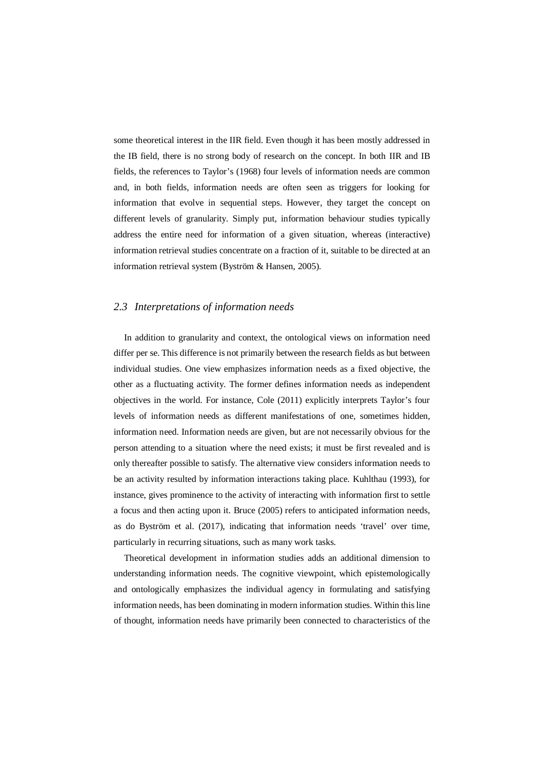some theoretical interest in the IIR field. Even though it has been mostly addressed in the IB field, there is no strong body of research on the concept. In both IIR and IB fields, the references to Taylor's (1968) four levels of information needs are common and, in both fields, information needs are often seen as triggers for looking for information that evolve in sequential steps. However, they target the concept on different levels of granularity. Simply put, information behaviour studies typically address the entire need for information of a given situation, whereas (interactive) information retrieval studies concentrate on a fraction of it, suitable to be directed at an information retrieval system (Byström & Hansen, 2005).

### *2.3 Interpretations of information needs*

In addition to granularity and context, the ontological views on information need differ per se. This difference is not primarily between the research fields as but between individual studies. One view emphasizes information needs as a fixed objective, the other as a fluctuating activity. The former defines information needs as independent objectives in the world. For instance, Cole (2011) explicitly interprets Taylor's four levels of information needs as different manifestations of one, sometimes hidden, information need. Information needs are given, but are not necessarily obvious for the person attending to a situation where the need exists; it must be first revealed and is only thereafter possible to satisfy. The alternative view considers information needs to be an activity resulted by information interactions taking place. Kuhlthau (1993), for instance, gives prominence to the activity of interacting with information first to settle a focus and then acting upon it. Bruce (2005) refers to anticipated information needs, as do Byström et al. (2017), indicating that information needs 'travel' over time, particularly in recurring situations, such as many work tasks.

Theoretical development in information studies adds an additional dimension to understanding information needs. The cognitive viewpoint, which epistemologically and ontologically emphasizes the individual agency in formulating and satisfying information needs, has been dominating in modern information studies. Within this line of thought, information needs have primarily been connected to characteristics of the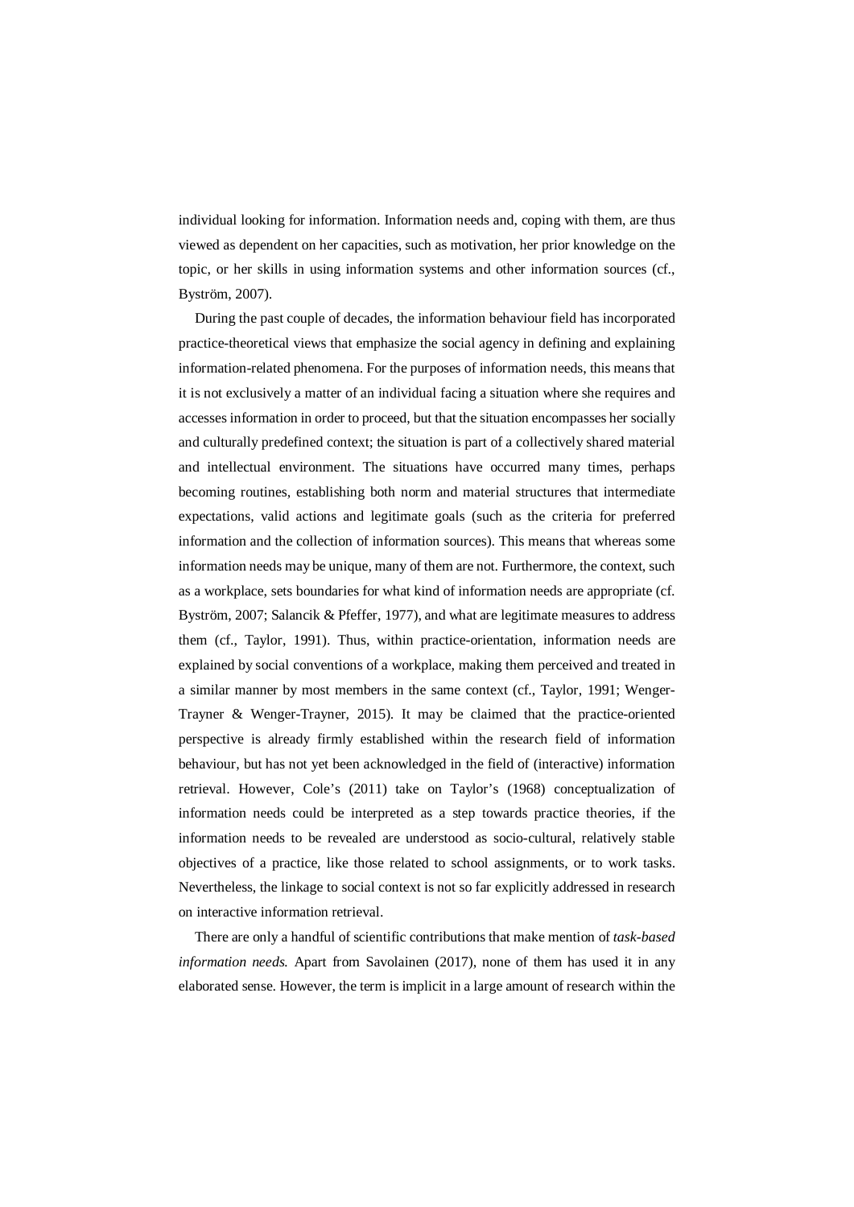individual looking for information. Information needs and, coping with them, are thus viewed as dependent on her capacities, such as motivation, her prior knowledge on the topic, or her skills in using information systems and other information sources (cf., Byström, 2007).

During the past couple of decades, the information behaviour field has incorporated practice-theoretical views that emphasize the social agency in defining and explaining information-related phenomena. For the purposes of information needs, this means that it is not exclusively a matter of an individual facing a situation where she requires and accesses information in order to proceed, but that the situation encompasses her socially and culturally predefined context; the situation is part of a collectively shared material and intellectual environment. The situations have occurred many times, perhaps becoming routines, establishing both norm and material structures that intermediate expectations, valid actions and legitimate goals (such as the criteria for preferred information and the collection of information sources). This means that whereas some information needs may be unique, many of them are not. Furthermore, the context, such as a workplace, sets boundaries for what kind of information needs are appropriate (cf. Byström, 2007; Salancik & Pfeffer, 1977), and what are legitimate measures to address them (cf., Taylor, 1991). Thus, within practice-orientation, information needs are explained by social conventions of a workplace, making them perceived and treated in a similar manner by most members in the same context (cf., Taylor, 1991; Wenger-Trayner & Wenger-Trayner, 2015). It may be claimed that the practice-oriented perspective is already firmly established within the research field of information behaviour, but has not yet been acknowledged in the field of (interactive) information retrieval. However, Cole's (2011) take on Taylor's (1968) conceptualization of information needs could be interpreted as a step towards practice theories, if the information needs to be revealed are understood as socio-cultural, relatively stable objectives of a practice, like those related to school assignments, or to work tasks. Nevertheless, the linkage to social context is not so far explicitly addressed in research on interactive information retrieval.

There are only a handful of scientific contributions that make mention of *task-based information needs*. Apart from Savolainen (2017), none of them has used it in any elaborated sense. However, the term is implicit in a large amount of research within the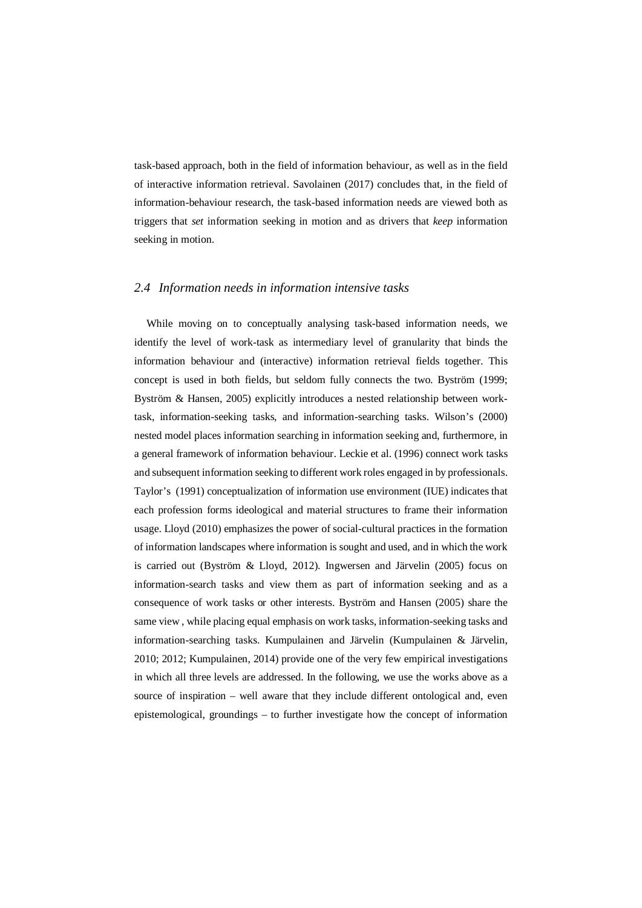task-based approach, both in the field of information behaviour, as well as in the field of interactive information retrieval. Savolainen (2017) concludes that, in the field of information-behaviour research, the task-based information needs are viewed both as triggers that *set* information seeking in motion and as drivers that *keep* information seeking in motion.

## *2.4 Information needs in information intensive tasks*

While moving on to conceptually analysing task-based information needs, we identify the level of work-task as intermediary level of granularity that binds the information behaviour and (interactive) information retrieval fields together. This concept is used in both fields, but seldom fully connects the two. Byström (1999; Byström & Hansen, 2005) explicitly introduces a nested relationship between work-task, information-seeking tasks, and information-searching tasks. Wilson's (2000) nested model places information searching in information seeking and, furthermore, in a general framework of information behaviour. Leckie et al. (1996) connect work tasks and subsequent information seeking to different work roles engaged in by professionals. Taylor's (1991) conceptualization of information use environment (IUE) indicates that each profession forms ideological and material structures to frame their information usage. Lloyd (2010) emphasizes the power of social-cultural practices in the formation of information landscapes where information is sought and used, and in which the work is carried out (Byström & Lloyd, 2012). Ingwersen and Järvelin (2005) focus on information-search tasks and view them as part of information seeking and as a consequence of work tasks or other interests. Byström and Hansen (2005) share the same view , while placing equal emphasis on work tasks, information-seeking tasks and information-searching tasks. Kumpulainen and Järvelin (Kumpulainen & Järvelin, 2010; 2012; Kumpulainen, 2014) provide one of the very few empirical investigations in which all three levels are addressed. In the following, we use the works above as a source of inspiration – well aware that they include different ontological and, even epistemological, groundings – to further investigate how the concept of information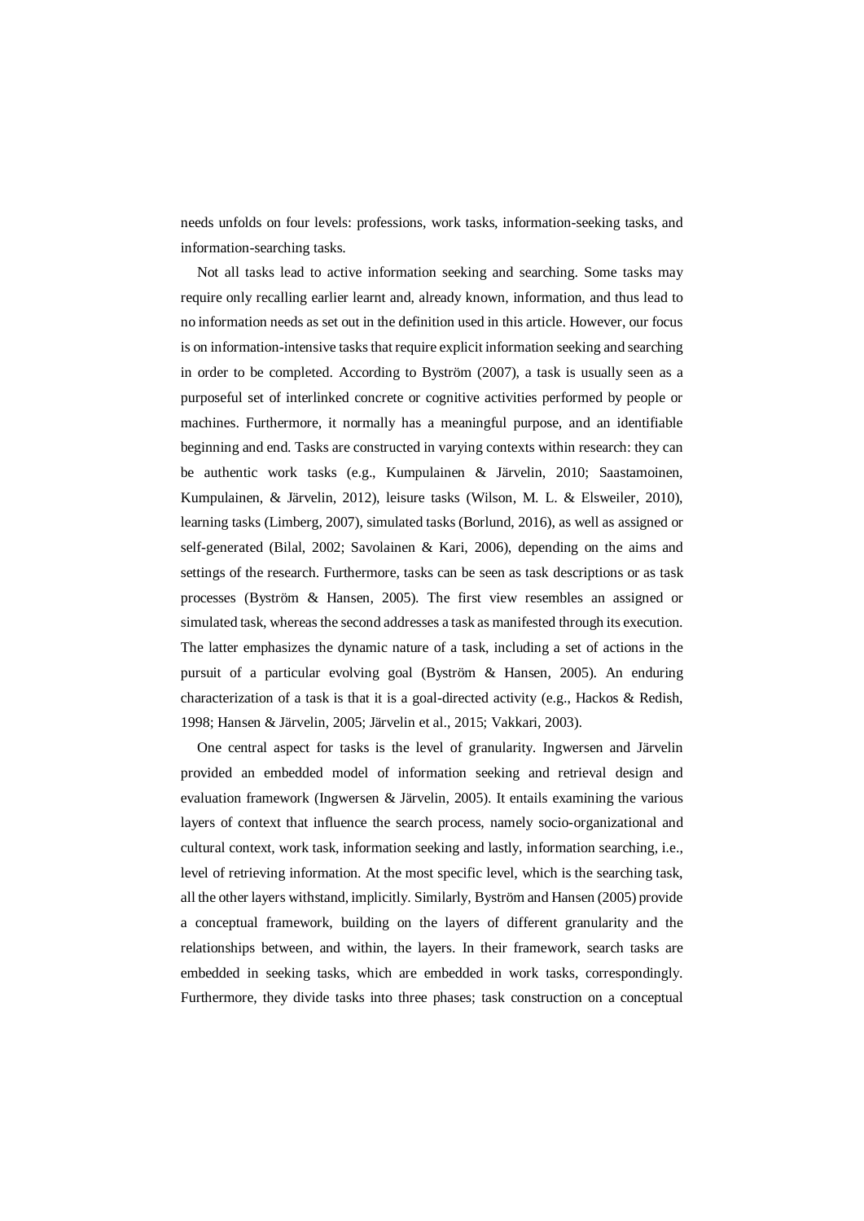needs unfolds on four levels: professions, work tasks, information-seeking tasks, and information-searching tasks.

Not all tasks lead to active information seeking and searching. Some tasks may require only recalling earlier learnt and, already known, information, and thus lead to no information needs as set out in the definition used in this article. However, our focus is on information-intensive tasks that require explicit information seeking and searching in order to be completed. According to Byström (2007), a task is usually seen as a purposeful set of interlinked concrete or cognitive activities performed by people or machines. Furthermore, it normally has a meaningful purpose, and an identifiable beginning and end. Tasks are constructed in varying contexts within research: they can be authentic work tasks (e.g., Kumpulainen & Järvelin, 2010; Saastamoinen, Kumpulainen, & Järvelin, 2012), leisure tasks (Wilson, M. L. & Elsweiler, 2010), learning tasks (Limberg, 2007), simulated tasks (Borlund, 2016), as well as assigned or self-generated (Bilal, 2002; Savolainen & Kari, 2006), depending on the aims and settings of the research. Furthermore, tasks can be seen as task descriptions or as task processes (Byström & Hansen, 2005). The first view resembles an assigned or simulated task, whereas the second addresses a task as manifested through its execution. The latter emphasizes the dynamic nature of a task, including a set of actions in the pursuit of a particular evolving goal (Byström & Hansen, 2005). An enduring characterization of a task is that it is a goal-directed activity (e.g., Hackos & Redish, 1998; Hansen & Järvelin, 2005; Järvelin et al., 2015; Vakkari, 2003).

One central aspect for tasks is the level of granularity. Ingwersen and Järvelin provided an embedded model of information seeking and retrieval design and evaluation framework (Ingwersen & Järvelin, 2005). It entails examining the various layers of context that influence the search process, namely socio-organizational and cultural context, work task, information seeking and lastly, information searching, i.e., level of retrieving information. At the most specific level, which is the searching task, all the other layers withstand, implicitly. Similarly, Byström and Hansen (2005) provide a conceptual framework, building on the layers of different granularity and the relationships between, and within, the layers. In their framework, search tasks are embedded in seeking tasks, which are embedded in work tasks, correspondingly. Furthermore, they divide tasks into three phases; task construction on a conceptual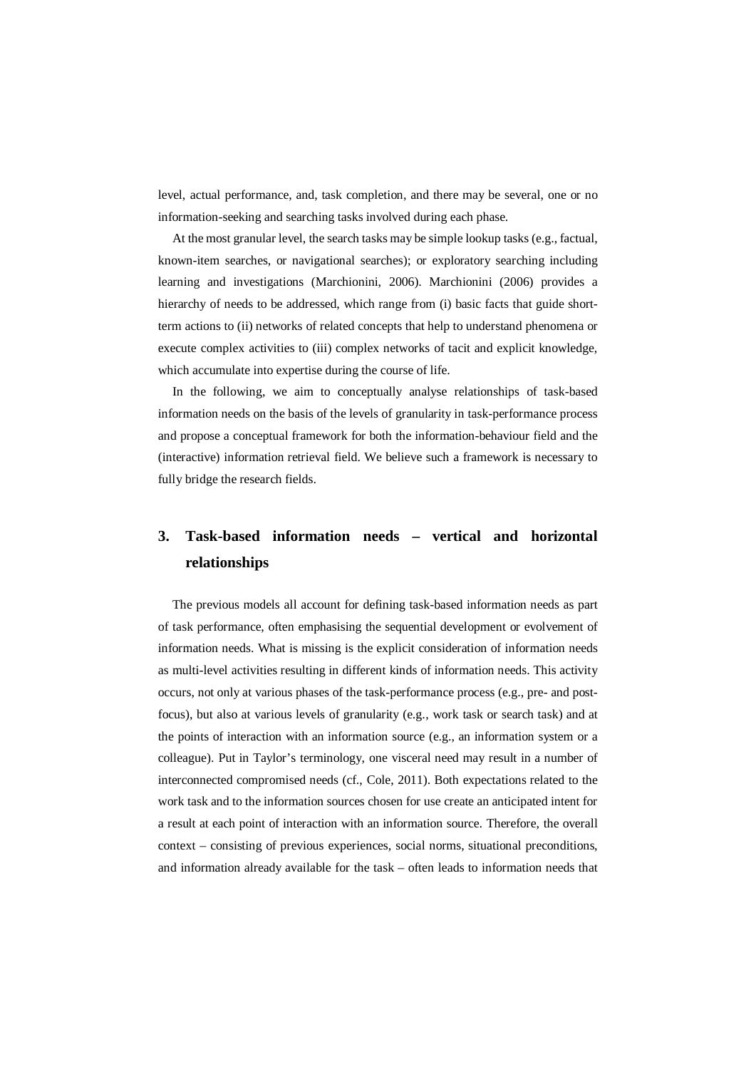level, actual performance, and, task completion, and there may be several, one or no information-seeking and searching tasks involved during each phase.

At the most granular level, the search tasks may be simple lookup tasks (e.g., factual, known-item searches, or navigational searches); or exploratory searching including learning and investigations (Marchionini, 2006). Marchionini (2006) provides a hierarchy of needs to be addressed, which range from (i) basic facts that guide short-term actions to (ii) networks of related concepts that help to understand phenomena or execute complex activities to (iii) complex networks of tacit and explicit knowledge, which accumulate into expertise during the course of life.

In the following, we aim to conceptually analyse relationships of task-based information needs on the basis of the levels of granularity in task-performance process and propose a conceptual framework for both the information-behaviour field and the (interactive) information retrieval field. We believe such a framework is necessary to fully bridge the research fields.

## 3. Task-based information needs – vertical and horizontal relationships

The previous models all account for defining task-based information needs as part of task performance, often emphasising the sequential development or evolvement of information needs. What is missing is the explicit consideration of information needs as multi-level activities resulting in different kinds of information needs. This activity occurs, not only at various phases of the task-performance process (e.g., pre- and post-focus), but also at various levels of granularity (e.g., work task or search task) and at the points of interaction with an information source (e.g., an information system or a colleague). Put in Taylor's terminology, one visceral need may result in a number of interconnected compromised needs (cf., Cole, 2011). Both expectations related to the work task and to the information sources chosen for use create an anticipated intent for a result at each point of interaction with an information source. Therefore, the overall context – consisting of previous experiences, social norms, situational preconditions, and information already available for the task – often leads to information needs that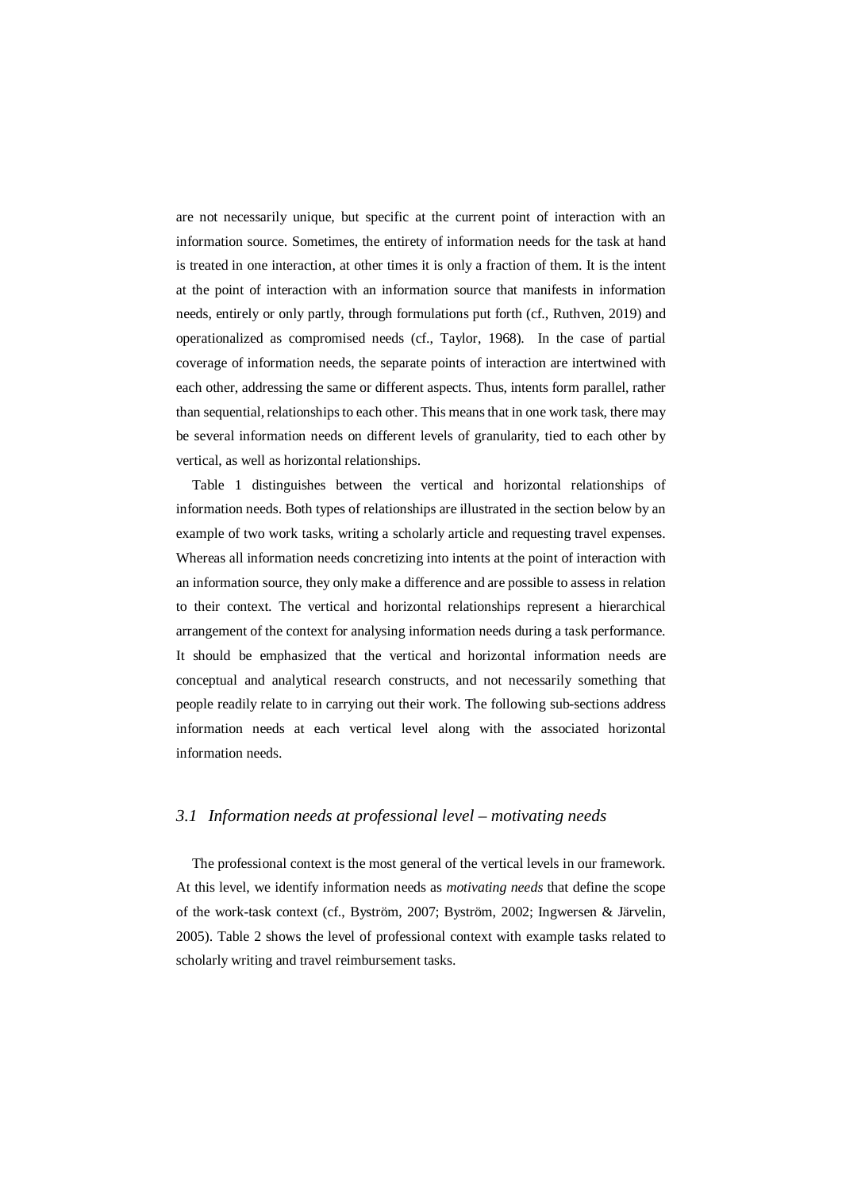are not necessarily unique, but specific at the current point of interaction with an information source. Sometimes, the entirety of information needs for the task at hand is treated in one interaction, at other times it is only a fraction of them. It is the intent at the point of interaction with an information source that manifests in information needs, entirely or only partly, through formulations put forth (cf., Ruthven, 2019) and operationalized as compromised needs (cf., Taylor, 1968). In the case of partial coverage of information needs, the separate points of interaction are intertwined with each other, addressing the same or different aspects. Thus, intents form parallel, rather than sequential, relationships to each other. This means that in one work task, there may be several information needs on different levels of granularity, tied to each other by vertical, as well as horizontal relationships.

Table 1 distinguishes between the vertical and horizontal relationships of information needs. Both types of relationships are illustrated in the section below by an example of two work tasks, writing a scholarly article and requesting travel expenses. Whereas all information needs concretizing into intents at the point of interaction with an information source, they only make a difference and are possible to assess in relation to their context. The vertical and horizontal relationships represent a hierarchical arrangement of the context for analysing information needs during a task performance. It should be emphasized that the vertical and horizontal information needs are conceptual and analytical research constructs, and not necessarily something that people readily relate to in carrying out their work. The following sub-sections address information needs at each vertical level along with the associated horizontal information needs.

### *3.1 Information needs at professional level – motivating needs*

The professional context is the most general of the vertical levels in our framework. At this level, we identify information needs as *motivating needs* that define the scope of the work-task context (cf., Byström, 2007; Byström, 2002; Ingwersen & Järvelin, 2005). Table 2 shows the level of professional context with example tasks related to scholarly writing and travel reimbursement tasks.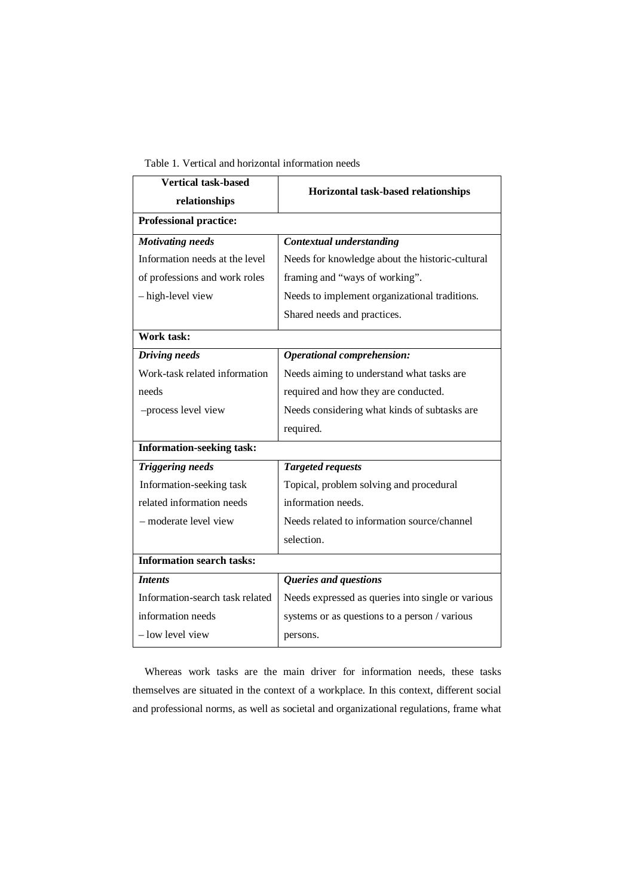Table 1. Vertical and horizontal information needs

| Vertical task-based relationships | Horizontal task-based relationships |
| --- | --- |
| **Professional practice:** | |
| ***Motivating needs*** | ***Contextual understanding*** |
| Information needs at the level of professions and work roles – high-level view | Needs for knowledge about the historic-cultural framing and "ways of working". Needs to implement organizational traditions. Shared needs and practices. |
| **Work task:** | |
| ***Driving needs*** | ***Operational comprehension:*** |
| Work-task related information needs –process level view | Needs aiming to understand what tasks are required and how they are conducted. Needs considering what kinds of subtasks are required. |
| **Information-seeking task:** | |
| ***Triggering needs*** | ***Targeted requests*** |
| Information-seeking task related information needs – moderate level view | Topical, problem solving and procedural information needs. Needs related to information source/channel selection. |
| **Information search tasks:** | |
| ***Intents*** | ***Queries and questions*** |
| Information-search task related information needs – low level view | Needs expressed as queries into single or various systems or as questions to a person / various persons. |

Whereas work tasks are the main driver for information needs, these tasks themselves are situated in the context of a workplace. In this context, different social and professional norms, as well as societal and organizational regulations, frame what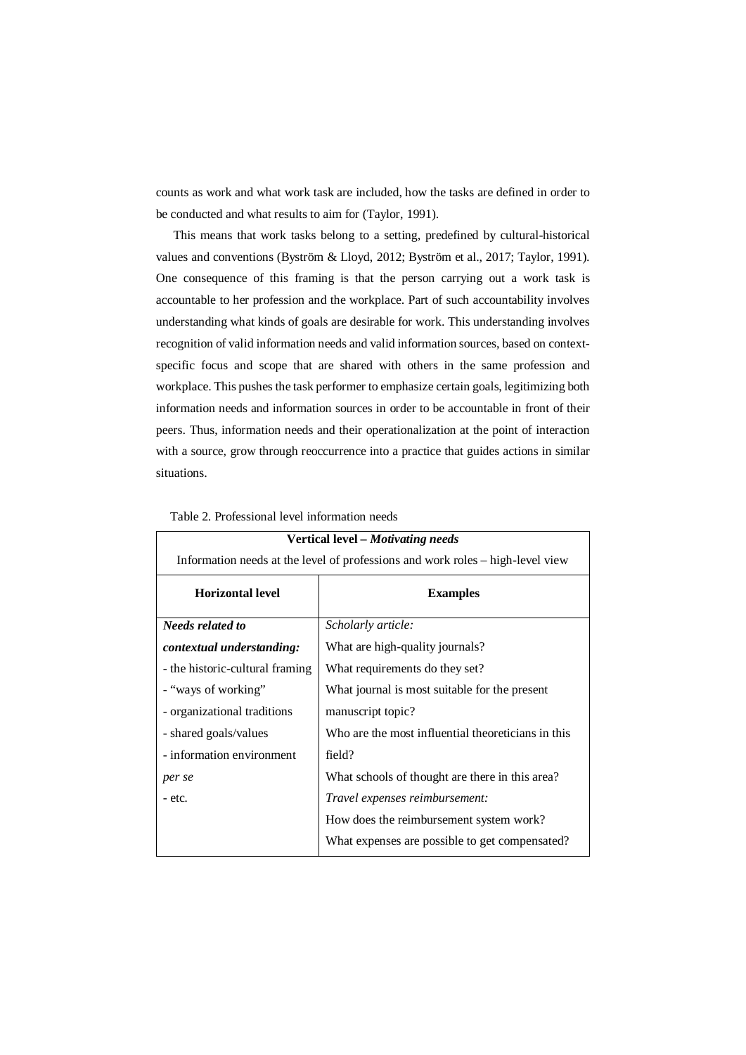counts as work and what work task are included, how the tasks are defined in order to be conducted and what results to aim for (Taylor, 1991).

This means that work tasks belong to a setting, predefined by cultural-historical values and conventions (Byström & Lloyd, 2012; Byström et al., 2017; Taylor, 1991). One consequence of this framing is that the person carrying out a work task is accountable to her profession and the workplace. Part of such accountability involves understanding what kinds of goals are desirable for work. This understanding involves recognition of valid information needs and valid information sources, based on context-specific focus and scope that are shared with others in the same profession and workplace. This pushes the task performer to emphasize certain goals, legitimizing both information needs and information sources in order to be accountable in front of their peers. Thus, information needs and their operationalization at the point of interaction with a source, grow through reoccurrence into a practice that guides actions in similar situations.

Table 2. Professional level information needs

| **Vertical level – *Motivating needs*** Information needs at the level of professions and work roles – high-level view | |
|---|---|
| **Horizontal level** | **Examples** |
| ***Needs related to contextual understanding:*** | *Scholarly article:* |
| - the historic-cultural framing | What are high-quality journals? |
| - "ways of working" | What requirements do they set? |
| - organizational traditions | What journal is most suitable for the present manuscript topic? |
| - shared goals/values | Who are the most influential theoreticians in this field? |
| - information environment *per se* | What schools of thought are there in this area? |
| - etc. | *Travel expenses reimbursement:* |
| | How does the reimbursement system work? |
| | What expenses are possible to get compensated? |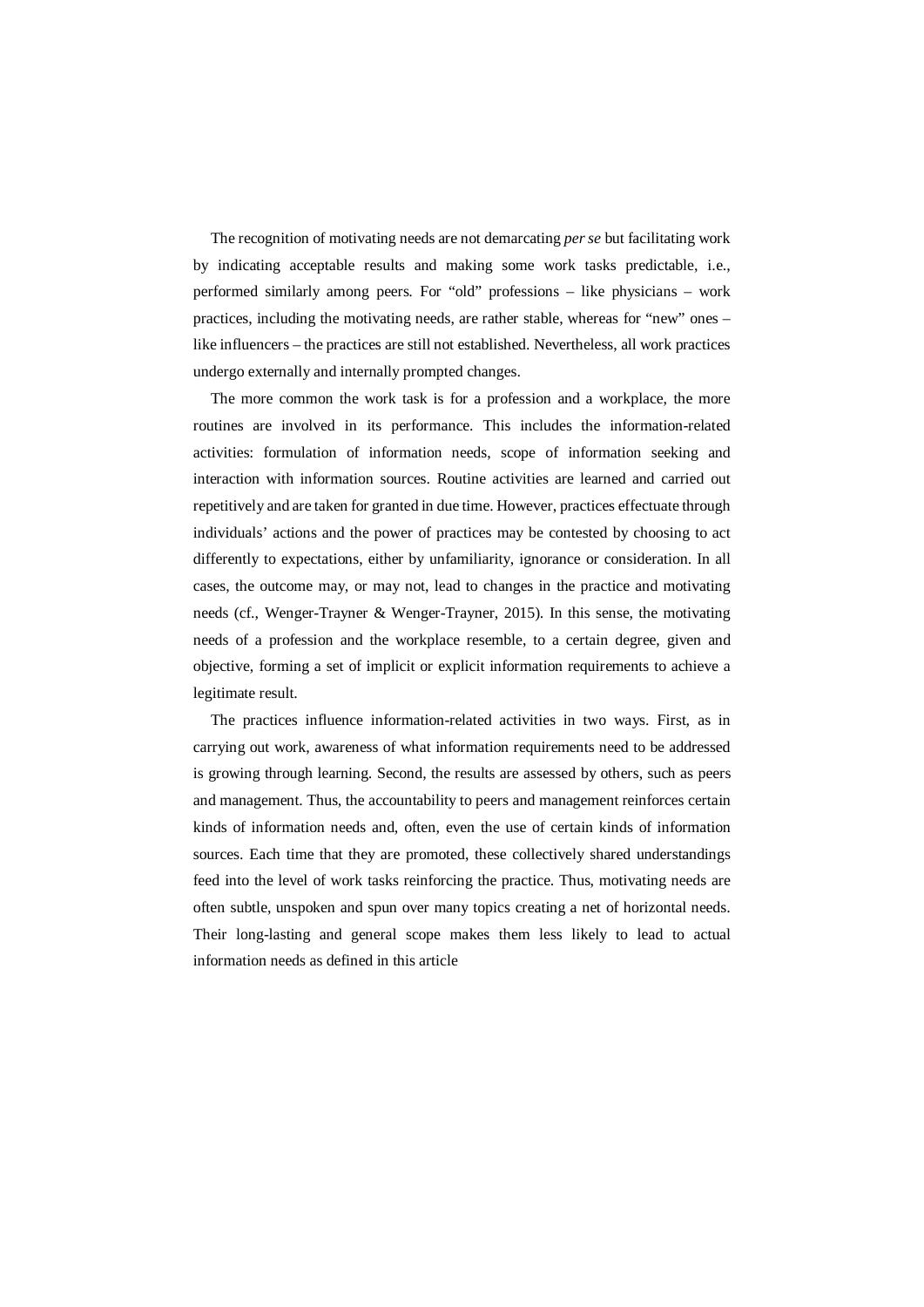The recognition of motivating needs are not demarcating *per se* but facilitating work by indicating acceptable results and making some work tasks predictable, i.e., performed similarly among peers. For "old" professions – like physicians – work practices, including the motivating needs, are rather stable, whereas for "new" ones – like influencers – the practices are still not established. Nevertheless, all work practices undergo externally and internally prompted changes.

The more common the work task is for a profession and a workplace, the more routines are involved in its performance. This includes the information-related activities: formulation of information needs, scope of information seeking and interaction with information sources. Routine activities are learned and carried out repetitively and are taken for granted in due time. However, practices effectuate through individuals' actions and the power of practices may be contested by choosing to act differently to expectations, either by unfamiliarity, ignorance or consideration. In all cases, the outcome may, or may not, lead to changes in the practice and motivating needs (cf., Wenger-Trayner & Wenger-Trayner, 2015). In this sense, the motivating needs of a profession and the workplace resemble, to a certain degree, given and objective, forming a set of implicit or explicit information requirements to achieve a legitimate result.

The practices influence information-related activities in two ways. First, as in carrying out work, awareness of what information requirements need to be addressed is growing through learning. Second, the results are assessed by others, such as peers and management. Thus, the accountability to peers and management reinforces certain kinds of information needs and, often, even the use of certain kinds of information sources. Each time that they are promoted, these collectively shared understandings feed into the level of work tasks reinforcing the practice. Thus, motivating needs are often subtle, unspoken and spun over many topics creating a net of horizontal needs. Their long-lasting and general scope makes them less likely to lead to actual information needs as defined in this article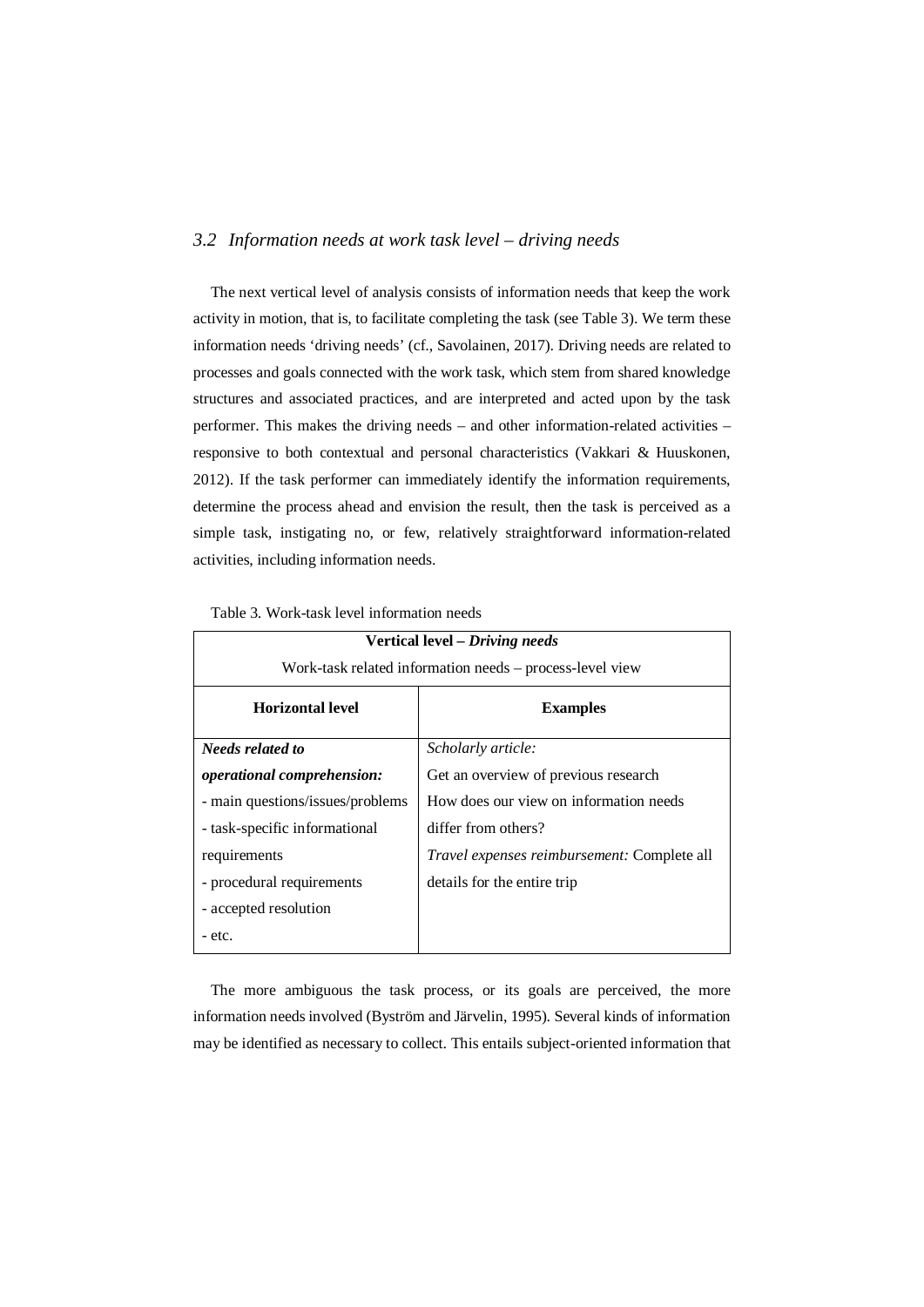### *3.2 Information needs at work task level – driving needs*

The next vertical level of analysis consists of information needs that keep the work activity in motion, that is, to facilitate completing the task (see Table 3). We term these information needs 'driving needs' (cf., Savolainen, 2017). Driving needs are related to processes and goals connected with the work task, which stem from shared knowledge structures and associated practices, and are interpreted and acted upon by the task performer. This makes the driving needs – and other information-related activities – responsive to both contextual and personal characteristics (Vakkari & Huuskonen, 2012). If the task performer can immediately identify the information requirements, determine the process ahead and envision the result, then the task is perceived as a simple task, instigating no, or few, relatively straightforward information-related activities, including information needs.

Table 3. Work-task level information needs

| **Vertical level – *Driving needs*** Work-task related information needs – process-level view | |
|---|---|
| **Horizontal level** | **Examples** |
| ***Needs related to operational comprehension:*** <br> - main questions/issues/problems <br> - task-specific informational requirements <br> - procedural requirements <br> - accepted resolution <br> - etc. | *Scholarly article:* <br> Get an overview of previous research <br> How does our view on information needs differ from others? <br> *Travel expenses reimbursement:* Complete all details for the entire trip |

The more ambiguous the task process, or its goals are perceived, the more information needs involved (Byström and Järvelin, 1995). Several kinds of information may be identified as necessary to collect. This entails subject-oriented information that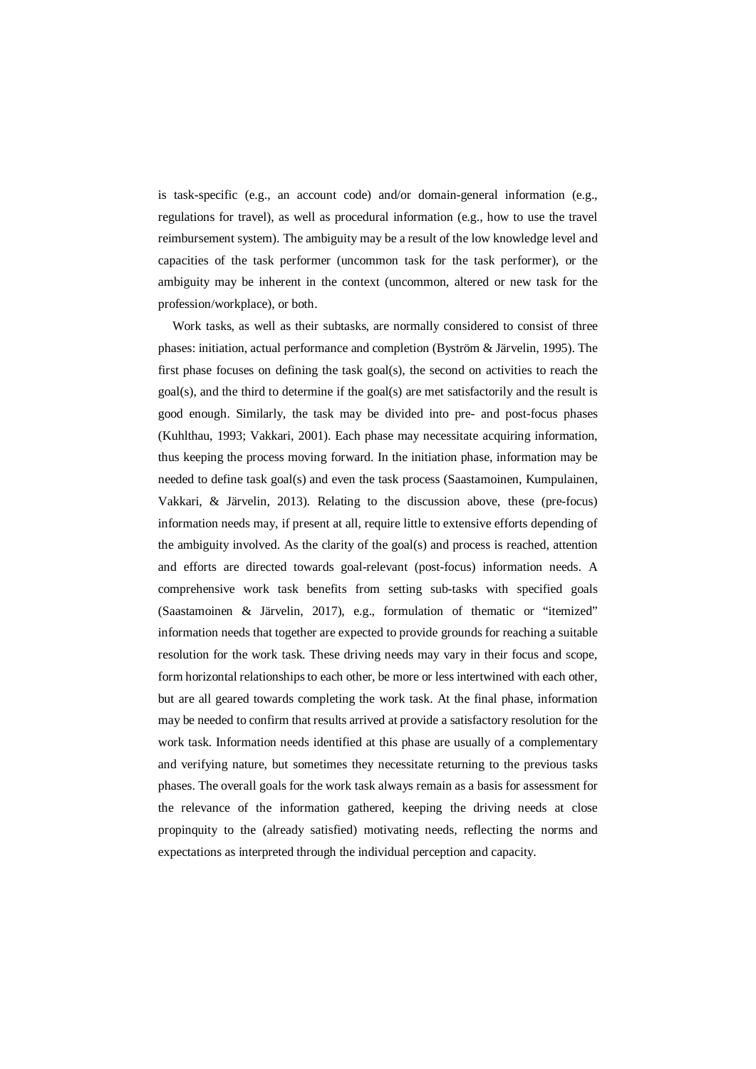is task-specific (e.g., an account code) and/or domain-general information (e.g., regulations for travel), as well as procedural information (e.g., how to use the travel reimbursement system). The ambiguity may be a result of the low knowledge level and capacities of the task performer (uncommon task for the task performer), or the ambiguity may be inherent in the context (uncommon, altered or new task for the profession/workplace), or both.

Work tasks, as well as their subtasks, are normally considered to consist of three phases: initiation, actual performance and completion (Byström & Järvelin, 1995). The first phase focuses on defining the task goal(s), the second on activities to reach the goal(s), and the third to determine if the goal(s) are met satisfactorily and the result is good enough. Similarly, the task may be divided into pre- and post-focus phases (Kuhlthau, 1993; Vakkari, 2001). Each phase may necessitate acquiring information, thus keeping the process moving forward. In the initiation phase, information may be needed to define task goal(s) and even the task process (Saastamoinen, Kumpulainen, Vakkari, & Järvelin, 2013). Relating to the discussion above, these (pre-focus) information needs may, if present at all, require little to extensive efforts depending of the ambiguity involved. As the clarity of the goal(s) and process is reached, attention and efforts are directed towards goal-relevant (post-focus) information needs. A comprehensive work task benefits from setting sub-tasks with specified goals (Saastamoinen & Järvelin, 2017), e.g., formulation of thematic or "itemized" information needs that together are expected to provide grounds for reaching a suitable resolution for the work task. These driving needs may vary in their focus and scope, form horizontal relationships to each other, be more or less intertwined with each other, but are all geared towards completing the work task. At the final phase, information may be needed to confirm that results arrived at provide a satisfactory resolution for the work task. Information needs identified at this phase are usually of a complementary and verifying nature, but sometimes they necessitate returning to the previous tasks phases. The overall goals for the work task always remain as a basis for assessment for the relevance of the information gathered, keeping the driving needs at close propinquity to the (already satisfied) motivating needs, reflecting the norms and expectations as interpreted through the individual perception and capacity.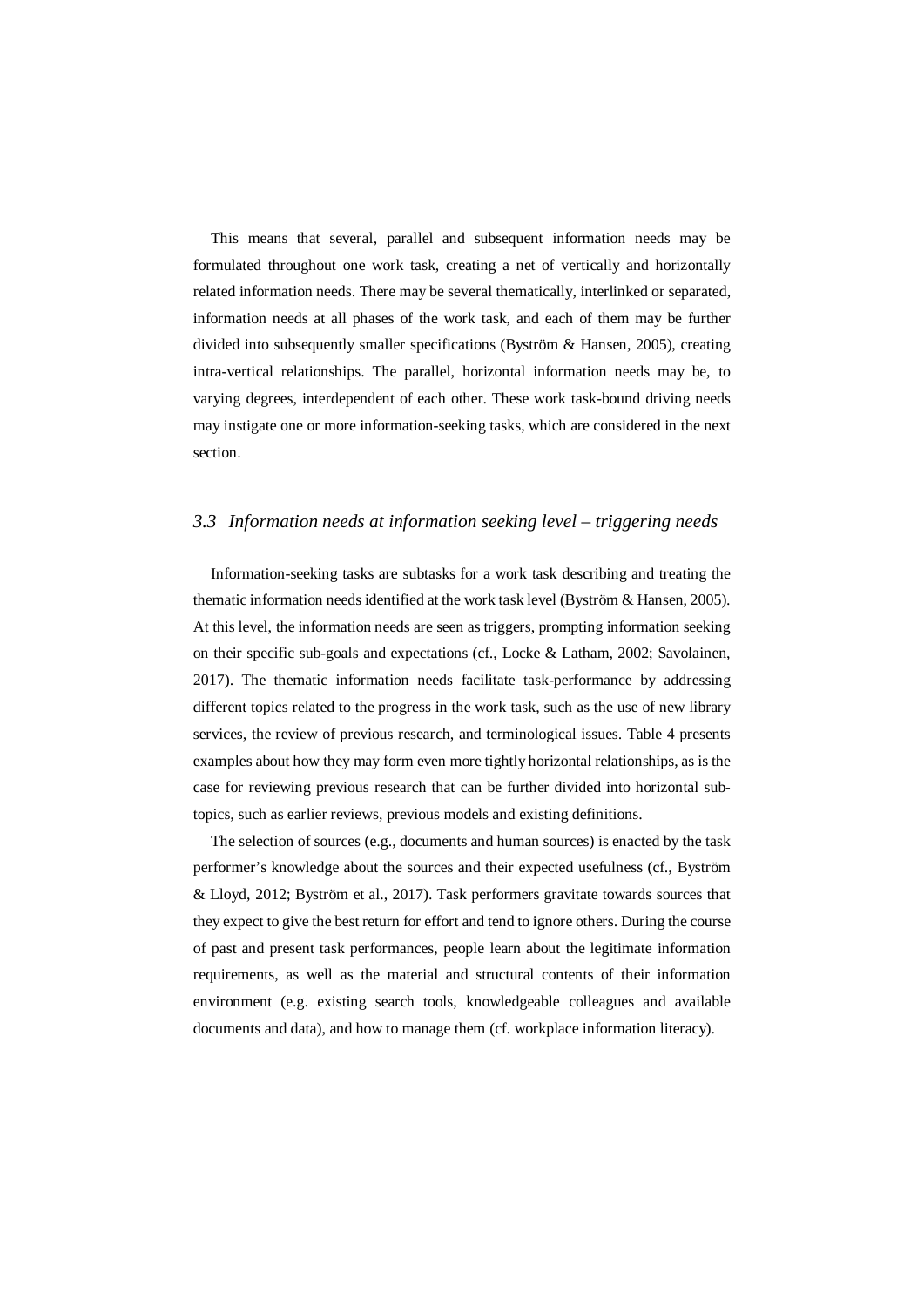This means that several, parallel and subsequent information needs may be formulated throughout one work task, creating a net of vertically and horizontally related information needs. There may be several thematically, interlinked or separated, information needs at all phases of the work task, and each of them may be further divided into subsequently smaller specifications (Byström & Hansen, 2005), creating intra-vertical relationships. The parallel, horizontal information needs may be, to varying degrees, interdependent of each other. These work task-bound driving needs may instigate one or more information-seeking tasks, which are considered in the next section.

### *3.3 Information needs at information seeking level – triggering needs*

Information-seeking tasks are subtasks for a work task describing and treating the thematic information needs identified at the work task level (Byström & Hansen, 2005). At this level, the information needs are seen as triggers, prompting information seeking on their specific sub-goals and expectations (cf., Locke & Latham, 2002; Savolainen, 2017). The thematic information needs facilitate task-performance by addressing different topics related to the progress in the work task, such as the use of new library services, the review of previous research, and terminological issues. Table 4 presents examples about how they may form even more tightly horizontal relationships, as is the case for reviewing previous research that can be further divided into horizontal sub-topics, such as earlier reviews, previous models and existing definitions.

The selection of sources (e.g., documents and human sources) is enacted by the task performer's knowledge about the sources and their expected usefulness (cf., Byström & Lloyd, 2012; Byström et al., 2017). Task performers gravitate towards sources that they expect to give the best return for effort and tend to ignore others. During the course of past and present task performances, people learn about the legitimate information requirements, as well as the material and structural contents of their information environment (e.g. existing search tools, knowledgeable colleagues and available documents and data), and how to manage them (cf. workplace information literacy).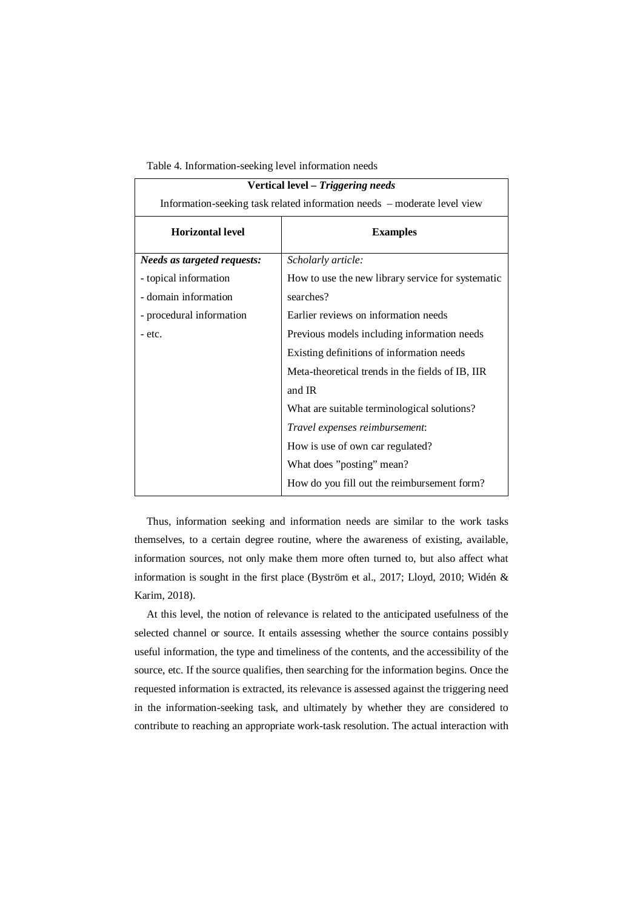Table 4. Information-seeking level information needs

| **Vertical level – *Triggering needs*** Information-seeking task related information needs – moderate level view | |
|---|---|
| **Horizontal level** | **Examples** |
| ***Needs as targeted requests:***<br>- topical information<br>- domain information<br>- procedural information<br>- etc. | *Scholarly article:*<br>How to use the new library service for systematic searches?<br>Earlier reviews on information needs<br>Previous models including information needs<br>Existing definitions of information needs<br>Meta-theoretical trends in the fields of IB, IIR and IR<br>What are suitable terminological solutions?<br>*Travel expenses reimbursement*:<br>How is use of own car regulated?<br>What does "posting" mean?<br>How do you fill out the reimbursement form? |

Thus, information seeking and information needs are similar to the work tasks themselves, to a certain degree routine, where the awareness of existing, available, information sources, not only make them more often turned to, but also affect what information is sought in the first place (Byström et al., 2017; Lloyd, 2010; Widén & Karim, 2018).

At this level, the notion of relevance is related to the anticipated usefulness of the selected channel or source. It entails assessing whether the source contains possibly useful information, the type and timeliness of the contents, and the accessibility of the source, etc. If the source qualifies, then searching for the information begins. Once the requested information is extracted, its relevance is assessed against the triggering need in the information-seeking task, and ultimately by whether they are considered to contribute to reaching an appropriate work-task resolution. The actual interaction with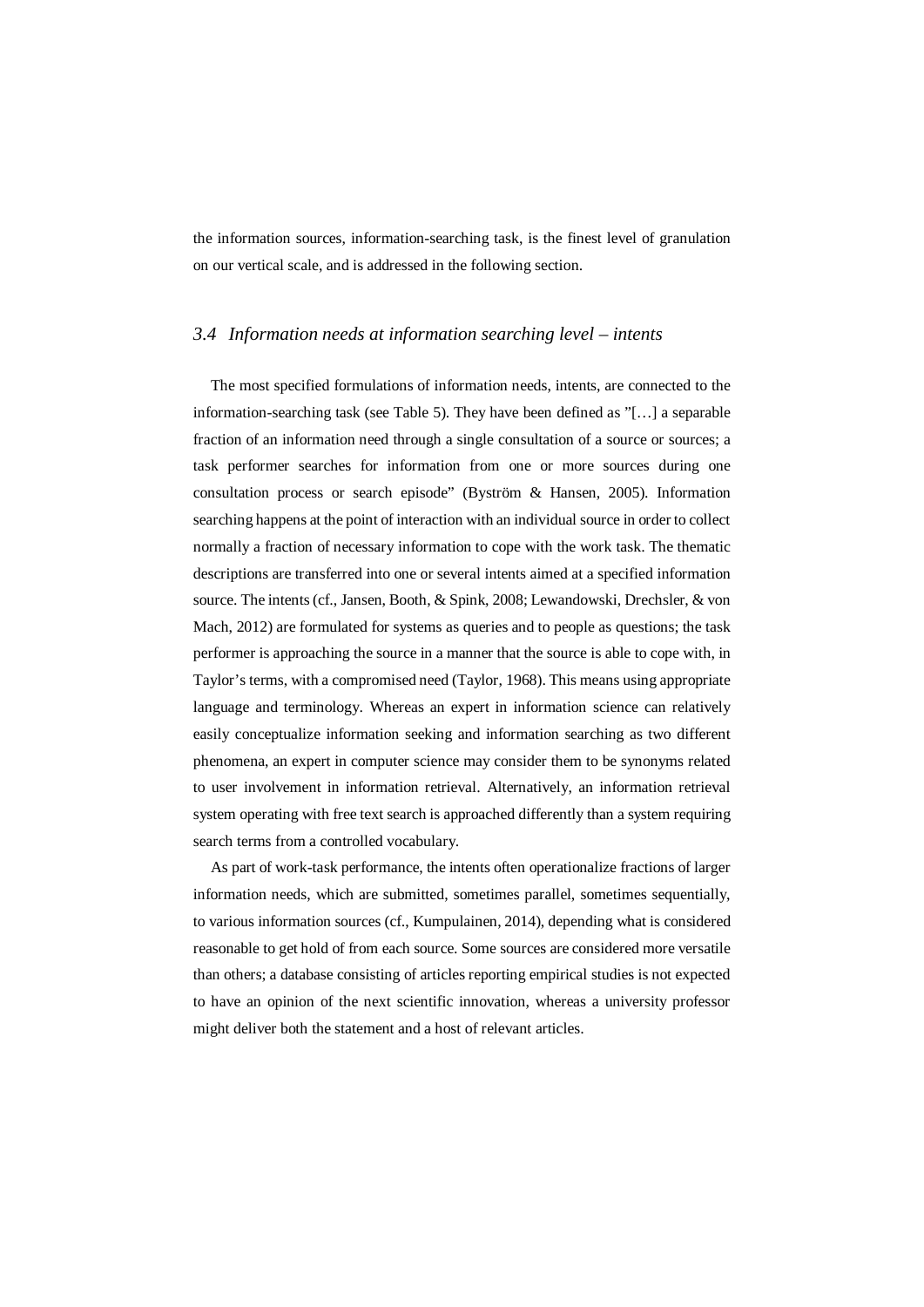the information sources, information-searching task, is the finest level of granulation on our vertical scale, and is addressed in the following section.

### *3.4 Information needs at information searching level – intents*

The most specified formulations of information needs, intents, are connected to the information-searching task (see Table 5). They have been defined as "[…] a separable fraction of an information need through a single consultation of a source or sources; a task performer searches for information from one or more sources during one consultation process or search episode" (Byström & Hansen, 2005). Information searching happens at the point of interaction with an individual source in order to collect normally a fraction of necessary information to cope with the work task. The thematic descriptions are transferred into one or several intents aimed at a specified information source. The intents (cf., Jansen, Booth, & Spink, 2008; Lewandowski, Drechsler, & von Mach, 2012) are formulated for systems as queries and to people as questions; the task performer is approaching the source in a manner that the source is able to cope with, in Taylor's terms, with a compromised need (Taylor, 1968). This means using appropriate language and terminology. Whereas an expert in information science can relatively easily conceptualize information seeking and information searching as two different phenomena, an expert in computer science may consider them to be synonyms related to user involvement in information retrieval. Alternatively, an information retrieval system operating with free text search is approached differently than a system requiring search terms from a controlled vocabulary.

As part of work-task performance, the intents often operationalize fractions of larger information needs, which are submitted, sometimes parallel, sometimes sequentially, to various information sources (cf., Kumpulainen, 2014), depending what is considered reasonable to get hold of from each source. Some sources are considered more versatile than others; a database consisting of articles reporting empirical studies is not expected to have an opinion of the next scientific innovation, whereas a university professor might deliver both the statement and a host of relevant articles.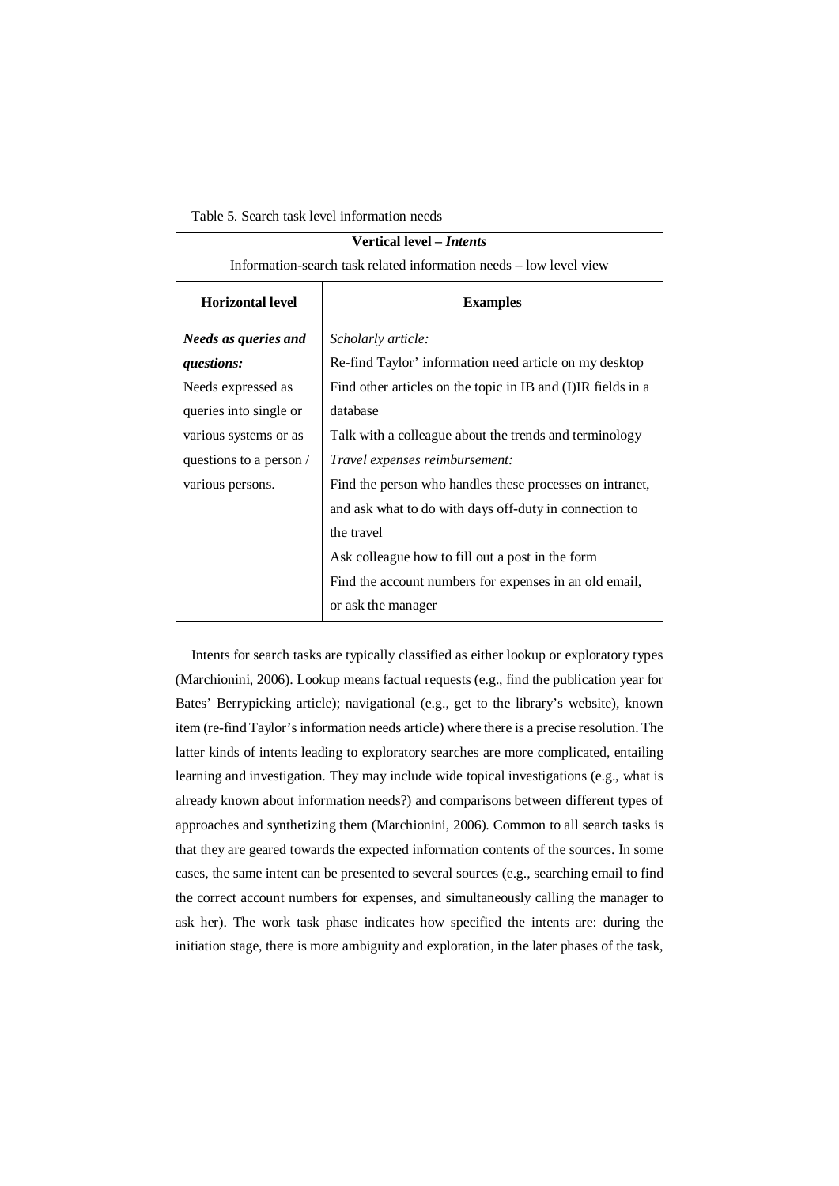Table 5. Search task level information needs

| **Vertical level – *Intents*** Information-search task related information needs – low level view | |
|---|---|
| **Horizontal level** | **Examples** |
| ***Needs as queries and questions:*** Needs expressed as queries into single or various systems or as questions to a person / various persons. | *Scholarly article:* Re-find Taylor' information need article on my desktop Find other articles on the topic in IB and (I)IR fields in a database Talk with a colleague about the trends and terminology *Travel expenses reimbursement:* Find the person who handles these processes on intranet, and ask what to do with days off-duty in connection to the travel Ask colleague how to fill out a post in the form Find the account numbers for expenses in an old email, or ask the manager |

Intents for search tasks are typically classified as either lookup or exploratory types (Marchionini, 2006). Lookup means factual requests (e.g., find the publication year for Bates' Berrypicking article); navigational (e.g., get to the library's website), known item (re-find Taylor's information needs article) where there is a precise resolution. The latter kinds of intents leading to exploratory searches are more complicated, entailing learning and investigation. They may include wide topical investigations (e.g., what is already known about information needs?) and comparisons between different types of approaches and synthetizing them (Marchionini, 2006). Common to all search tasks is that they are geared towards the expected information contents of the sources. In some cases, the same intent can be presented to several sources (e.g., searching email to find the correct account numbers for expenses, and simultaneously calling the manager to ask her). The work task phase indicates how specified the intents are: during the initiation stage, there is more ambiguity and exploration, in the later phases of the task,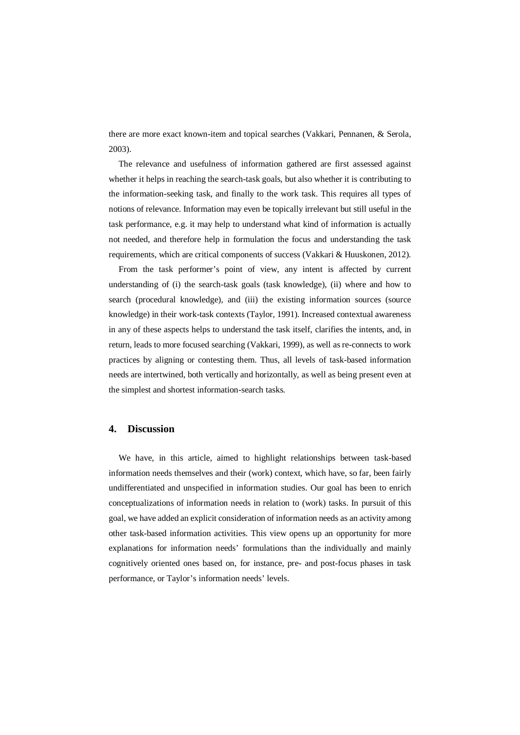there are more exact known-item and topical searches (Vakkari, Pennanen, & Serola, 2003).

The relevance and usefulness of information gathered are first assessed against whether it helps in reaching the search-task goals, but also whether it is contributing to the information-seeking task, and finally to the work task. This requires all types of notions of relevance. Information may even be topically irrelevant but still useful in the task performance, e.g. it may help to understand what kind of information is actually not needed, and therefore help in formulation the focus and understanding the task requirements, which are critical components of success (Vakkari & Huuskonen, 2012).

From the task performer's point of view, any intent is affected by current understanding of (i) the search-task goals (task knowledge), (ii) where and how to search (procedural knowledge), and (iii) the existing information sources (source knowledge) in their work-task contexts (Taylor, 1991). Increased contextual awareness in any of these aspects helps to understand the task itself, clarifies the intents, and, in return, leads to more focused searching (Vakkari, 1999), as well as re-connects to work practices by aligning or contesting them. Thus, all levels of task-based information needs are intertwined, both vertically and horizontally, as well as being present even at the simplest and shortest information-search tasks.

## 4. Discussion

We have, in this article, aimed to highlight relationships between task-based information needs themselves and their (work) context, which have, so far, been fairly undifferentiated and unspecified in information studies. Our goal has been to enrich conceptualizations of information needs in relation to (work) tasks. In pursuit of this goal, we have added an explicit consideration of information needs as an activity among other task-based information activities. This view opens up an opportunity for more explanations for information needs' formulations than the individually and mainly cognitively oriented ones based on, for instance, pre- and post-focus phases in task performance, or Taylor's information needs' levels.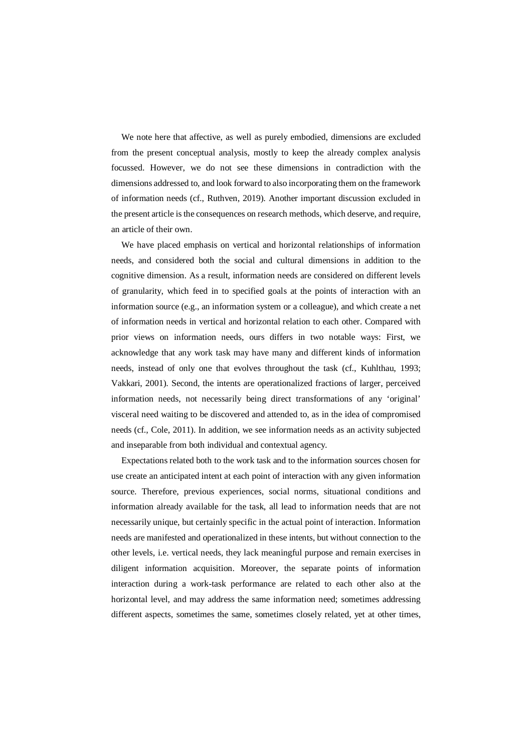We note here that affective, as well as purely embodied, dimensions are excluded from the present conceptual analysis, mostly to keep the already complex analysis focussed. However, we do not see these dimensions in contradiction with the dimensions addressed to, and look forward to also incorporating them on the framework of information needs (cf., Ruthven, 2019). Another important discussion excluded in the present article is the consequences on research methods, which deserve, and require, an article of their own.

We have placed emphasis on vertical and horizontal relationships of information needs, and considered both the social and cultural dimensions in addition to the cognitive dimension. As a result, information needs are considered on different levels of granularity, which feed in to specified goals at the points of interaction with an information source (e.g., an information system or a colleague), and which create a net of information needs in vertical and horizontal relation to each other. Compared with prior views on information needs, ours differs in two notable ways: First, we acknowledge that any work task may have many and different kinds of information needs, instead of only one that evolves throughout the task (cf., Kuhlthau, 1993; Vakkari, 2001). Second, the intents are operationalized fractions of larger, perceived information needs, not necessarily being direct transformations of any 'original' visceral need waiting to be discovered and attended to, as in the idea of compromised needs (cf., Cole, 2011). In addition, we see information needs as an activity subjected and inseparable from both individual and contextual agency.

Expectations related both to the work task and to the information sources chosen for use create an anticipated intent at each point of interaction with any given information source. Therefore, previous experiences, social norms, situational conditions and information already available for the task, all lead to information needs that are not necessarily unique, but certainly specific in the actual point of interaction. Information needs are manifested and operationalized in these intents, but without connection to the other levels, i.e. vertical needs, they lack meaningful purpose and remain exercises in diligent information acquisition. Moreover, the separate points of information interaction during a work-task performance are related to each other also at the horizontal level, and may address the same information need; sometimes addressing different aspects, sometimes the same, sometimes closely related, yet at other times,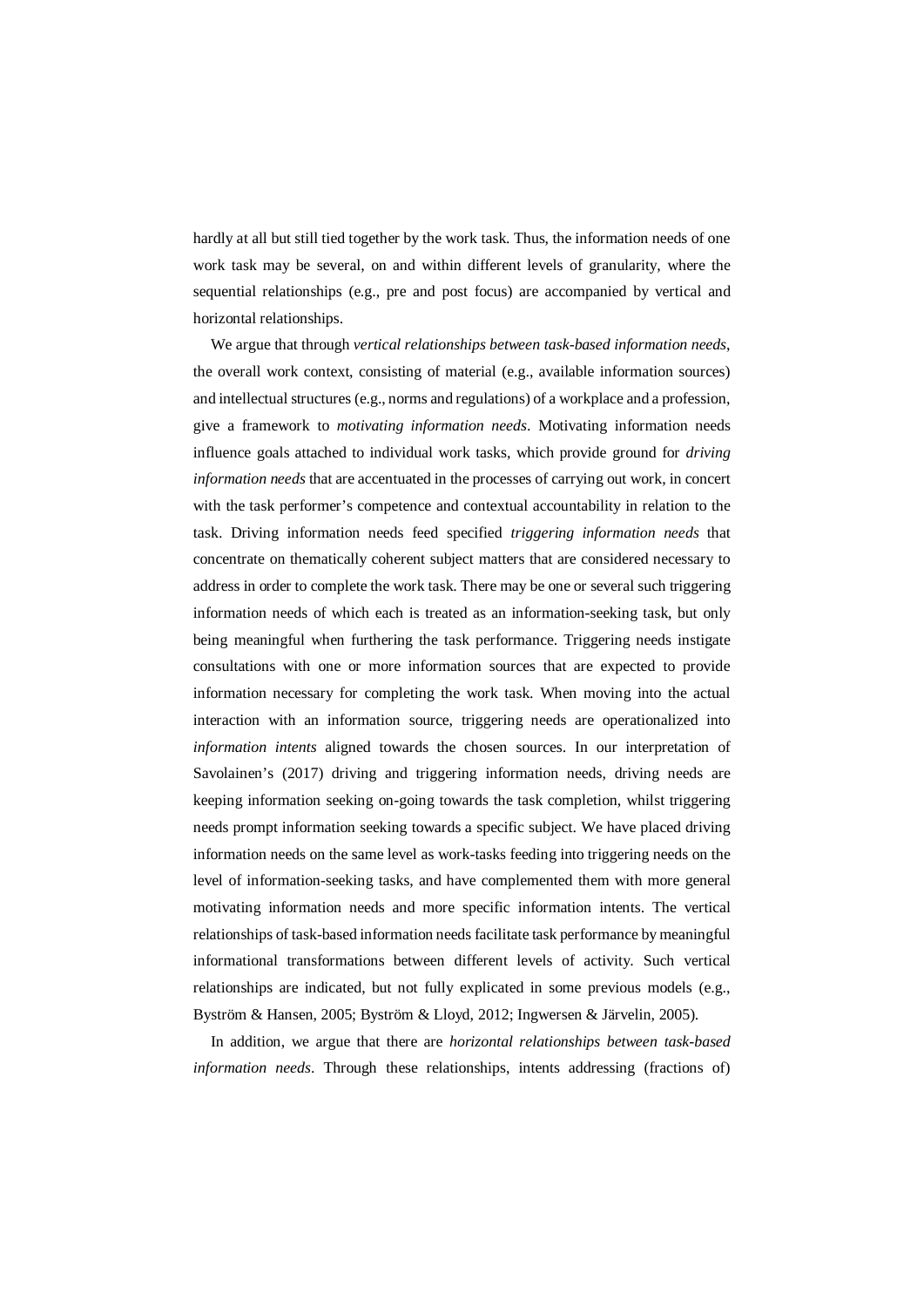hardly at all but still tied together by the work task. Thus, the information needs of one work task may be several, on and within different levels of granularity, where the sequential relationships (e.g., pre and post focus) are accompanied by vertical and horizontal relationships.

We argue that through *vertical relationships between task-based information needs*, the overall work context, consisting of material (e.g., available information sources) and intellectual structures (e.g., norms and regulations) of a workplace and a profession, give a framework to *motivating information needs*. Motivating information needs influence goals attached to individual work tasks, which provide ground for *driving information needs* that are accentuated in the processes of carrying out work, in concert with the task performer's competence and contextual accountability in relation to the task. Driving information needs feed specified *triggering information needs* that concentrate on thematically coherent subject matters that are considered necessary to address in order to complete the work task. There may be one or several such triggering information needs of which each is treated as an information-seeking task, but only being meaningful when furthering the task performance. Triggering needs instigate consultations with one or more information sources that are expected to provide information necessary for completing the work task. When moving into the actual interaction with an information source, triggering needs are operationalized into *information intents* aligned towards the chosen sources. In our interpretation of Savolainen's (2017) driving and triggering information needs, driving needs are keeping information seeking on-going towards the task completion, whilst triggering needs prompt information seeking towards a specific subject. We have placed driving information needs on the same level as work-tasks feeding into triggering needs on the level of information-seeking tasks, and have complemented them with more general motivating information needs and more specific information intents. The vertical relationships of task-based information needs facilitate task performance by meaningful informational transformations between different levels of activity. Such vertical relationships are indicated, but not fully explicated in some previous models (e.g., Byström & Hansen, 2005; Byström & Lloyd, 2012; Ingwersen & Järvelin, 2005).

In addition, we argue that there are *horizontal relationships between task-based information needs*. Through these relationships, intents addressing (fractions of)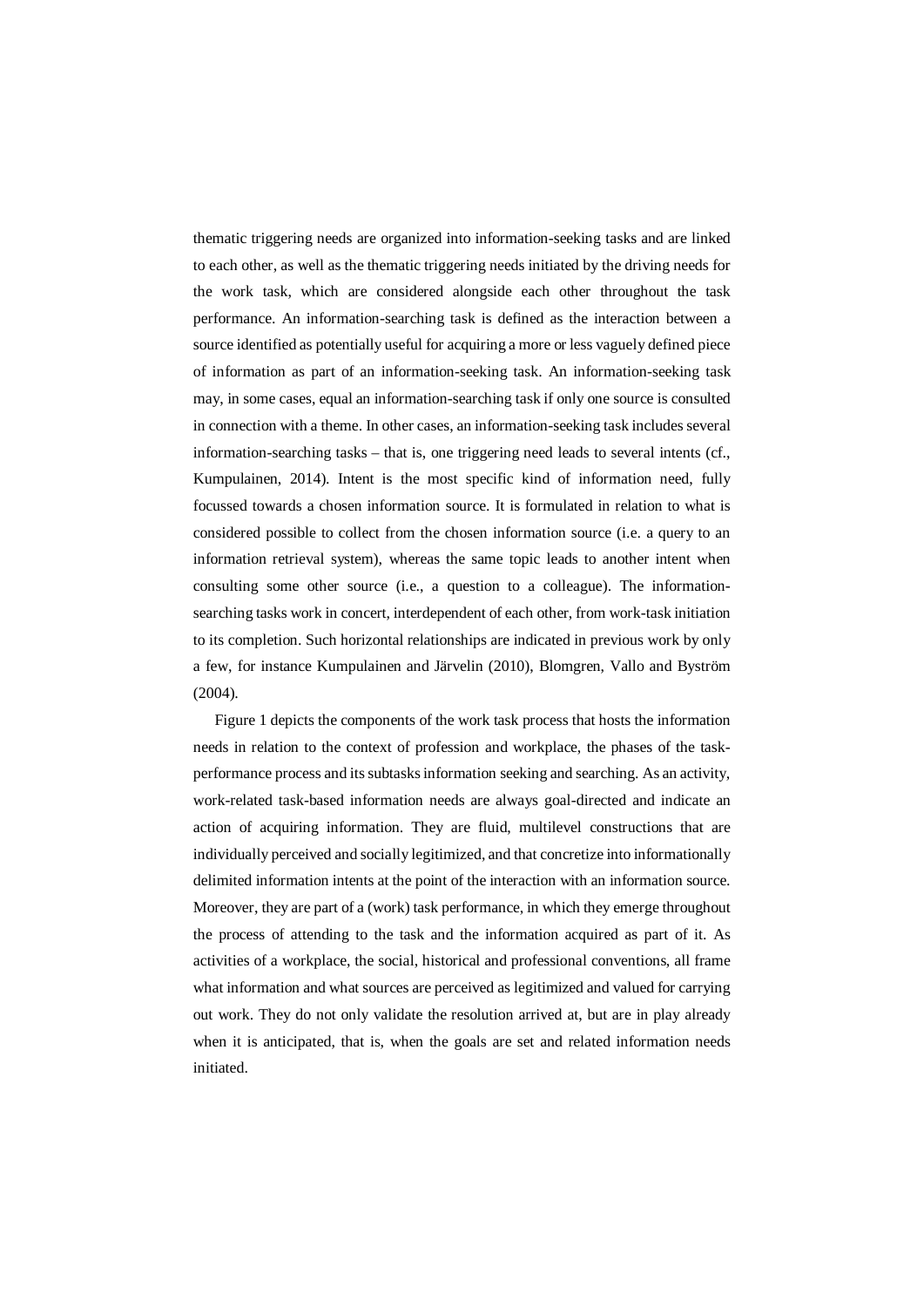thematic triggering needs are organized into information-seeking tasks and are linked to each other, as well as the thematic triggering needs initiated by the driving needs for the work task, which are considered alongside each other throughout the task performance. An information-searching task is defined as the interaction between a source identified as potentially useful for acquiring a more or less vaguely defined piece of information as part of an information-seeking task. An information-seeking task may, in some cases, equal an information-searching task if only one source is consulted in connection with a theme. In other cases, an information-seeking task includes several information-searching tasks – that is, one triggering need leads to several intents (cf., Kumpulainen, 2014). Intent is the most specific kind of information need, fully focussed towards a chosen information source. It is formulated in relation to what is considered possible to collect from the chosen information source (i.e. a query to an information retrieval system), whereas the same topic leads to another intent when consulting some other source (i.e., a question to a colleague). The information-searching tasks work in concert, interdependent of each other, from work-task initiation to its completion. Such horizontal relationships are indicated in previous work by only a few, for instance Kumpulainen and Järvelin (2010), Blomgren, Vallo and Byström (2004).

Figure 1 depicts the components of the work task process that hosts the information needs in relation to the context of profession and workplace, the phases of the task-performance process and its subtasks information seeking and searching. As an activity, work-related task-based information needs are always goal-directed and indicate an action of acquiring information. They are fluid, multilevel constructions that are individually perceived and socially legitimized, and that concretize into informationally delimited information intents at the point of the interaction with an information source. Moreover, they are part of a (work) task performance, in which they emerge throughout the process of attending to the task and the information acquired as part of it. As activities of a workplace, the social, historical and professional conventions, all frame what information and what sources are perceived as legitimized and valued for carrying out work. They do not only validate the resolution arrived at, but are in play already when it is anticipated, that is, when the goals are set and related information needs initiated.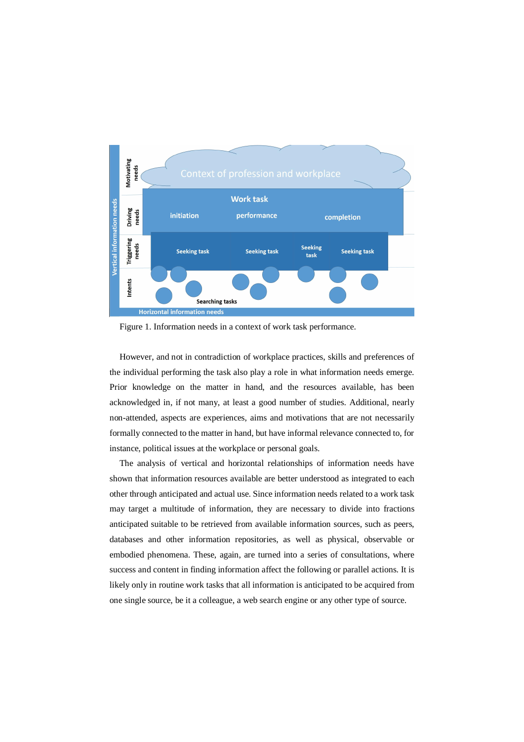Figure 1. Information needs in a context of work task performance.

However, and not in contradiction of workplace practices, skills and preferences of the individual performing the task also play a role in what information needs emerge. Prior knowledge on the matter in hand, and the resources available, has been acknowledged in, if not many, at least a good number of studies. Additional, nearly non-attended, aspects are experiences, aims and motivations that are not necessarily formally connected to the matter in hand, but have informal relevance connected to, for instance, political issues at the workplace or personal goals.

The analysis of vertical and horizontal relationships of information needs have shown that information resources available are better understood as integrated to each other through anticipated and actual use. Since information needs related to a work task may target a multitude of information, they are necessary to divide into fractions anticipated suitable to be retrieved from available information sources, such as peers, databases and other information repositories, as well as physical, observable or embodied phenomena. These, again, are turned into a series of consultations, where success and content in finding information affect the following or parallel actions. It is likely only in routine work tasks that all information is anticipated to be acquired from one single source, be it a colleague, a web search engine or any other type of source.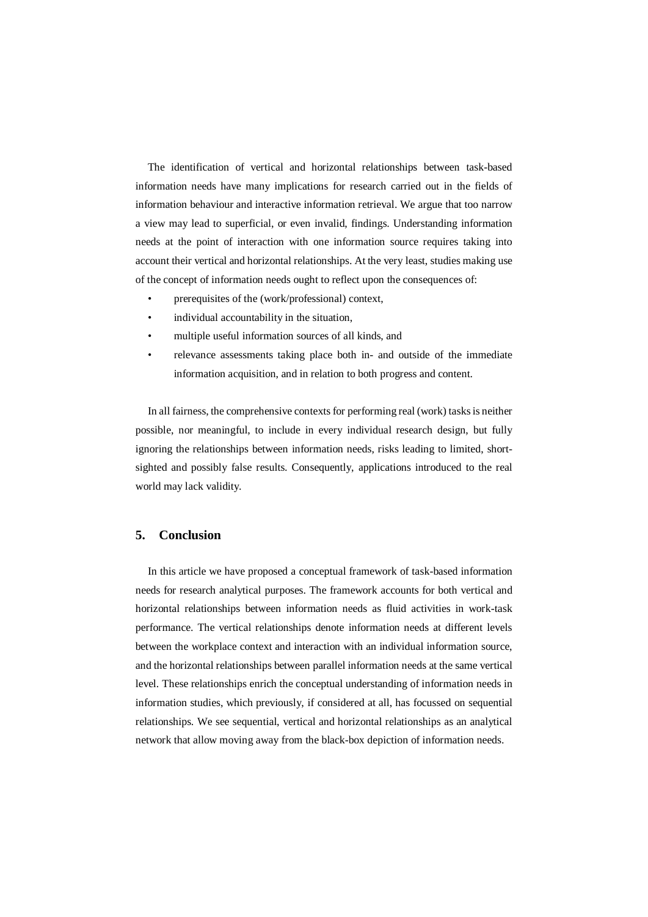The identification of vertical and horizontal relationships between task-based information needs have many implications for research carried out in the fields of information behaviour and interactive information retrieval. We argue that too narrow a view may lead to superficial, or even invalid, findings. Understanding information needs at the point of interaction with one information source requires taking into account their vertical and horizontal relationships. At the very least, studies making use of the concept of information needs ought to reflect upon the consequences of:

- prerequisites of the (work/professional) context,
- individual accountability in the situation,
- multiple useful information sources of all kinds, and
- relevance assessments taking place both in- and outside of the immediate information acquisition, and in relation to both progress and content.

In all fairness, the comprehensive contexts for performing real (work) tasks is neither possible, nor meaningful, to include in every individual research design, but fully ignoring the relationships between information needs, risks leading to limited, short-sighted and possibly false results. Consequently, applications introduced to the real world may lack validity.

## 5. Conclusion

In this article we have proposed a conceptual framework of task-based information needs for research analytical purposes. The framework accounts for both vertical and horizontal relationships between information needs as fluid activities in work-task performance. The vertical relationships denote information needs at different levels between the workplace context and interaction with an individual information source, and the horizontal relationships between parallel information needs at the same vertical level. These relationships enrich the conceptual understanding of information needs in information studies, which previously, if considered at all, has focussed on sequential relationships. We see sequential, vertical and horizontal relationships as an analytical network that allow moving away from the black-box depiction of information needs.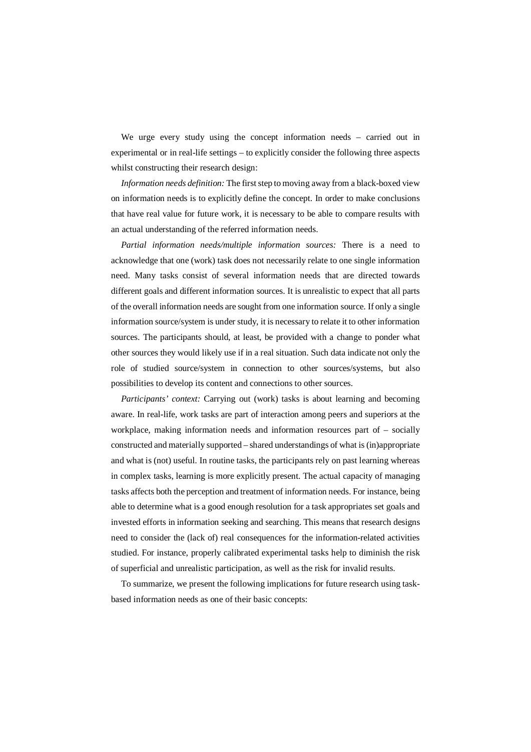We urge every study using the concept information needs – carried out in experimental or in real-life settings – to explicitly consider the following three aspects whilst constructing their research design:

*Information needs definition:* The first step to moving away from a black-boxed view on information needs is to explicitly define the concept. In order to make conclusions that have real value for future work, it is necessary to be able to compare results with an actual understanding of the referred information needs.

*Partial information needs/multiple information sources:* There is a need to acknowledge that one (work) task does not necessarily relate to one single information need. Many tasks consist of several information needs that are directed towards different goals and different information sources. It is unrealistic to expect that all parts of the overall information needs are sought from one information source. If only a single information source/system is under study, it is necessary to relate it to other information sources. The participants should, at least, be provided with a change to ponder what other sources they would likely use if in a real situation. Such data indicate not only the role of studied source/system in connection to other sources/systems, but also possibilities to develop its content and connections to other sources.

*Participants' context:* Carrying out (work) tasks is about learning and becoming aware. In real-life, work tasks are part of interaction among peers and superiors at the workplace, making information needs and information resources part of – socially constructed and materially supported – shared understandings of what is (in)appropriate and what is (not) useful. In routine tasks, the participants rely on past learning whereas in complex tasks, learning is more explicitly present. The actual capacity of managing tasks affects both the perception and treatment of information needs. For instance, being able to determine what is a good enough resolution for a task appropriates set goals and invested efforts in information seeking and searching. This means that research designs need to consider the (lack of) real consequences for the information-related activities studied. For instance, properly calibrated experimental tasks help to diminish the risk of superficial and unrealistic participation, as well as the risk for invalid results.

To summarize, we present the following implications for future research using task-based information needs as one of their basic concepts: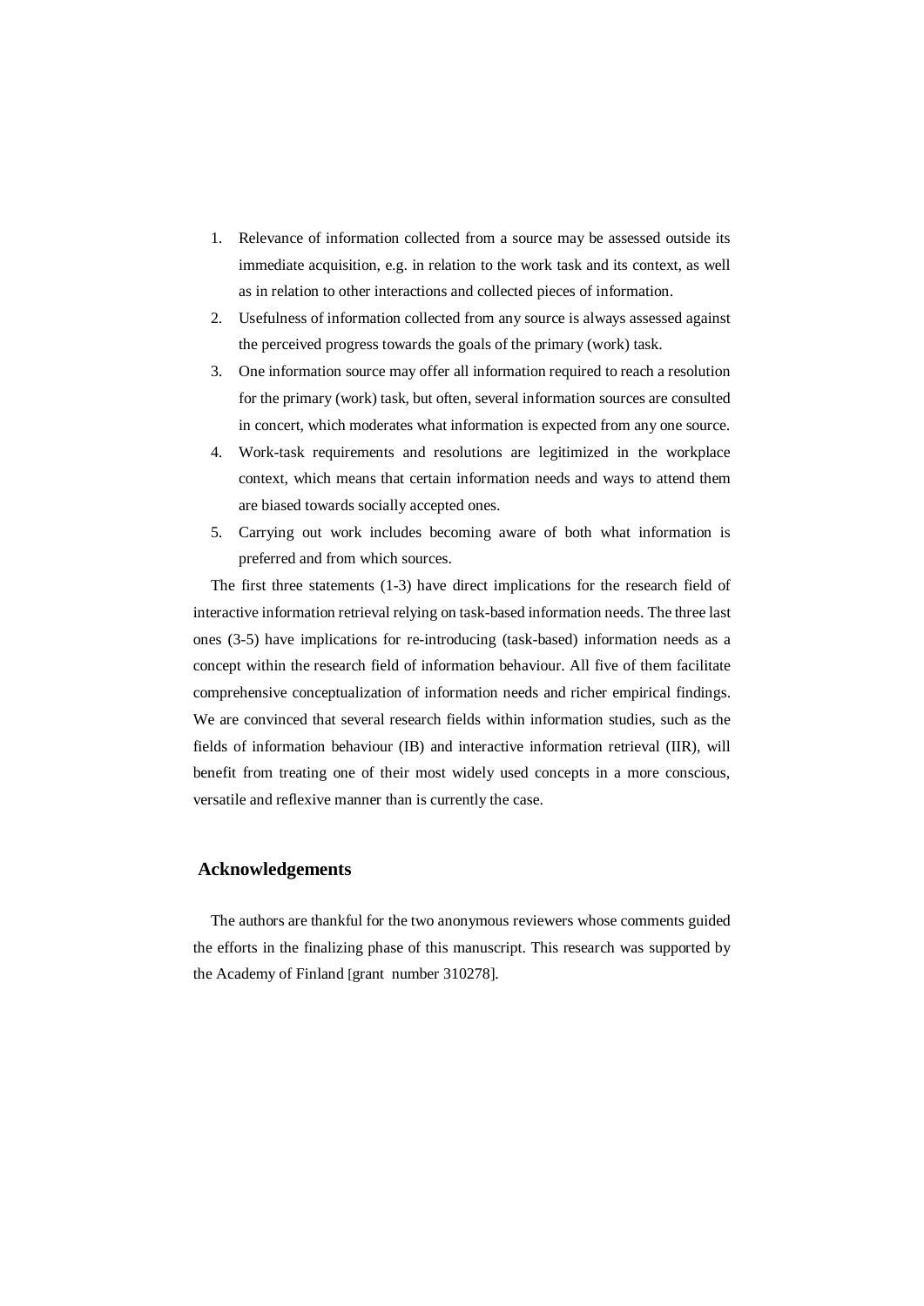1. Relevance of information collected from a source may be assessed outside its immediate acquisition, e.g. in relation to the work task and its context, as well as in relation to other interactions and collected pieces of information.
2. Usefulness of information collected from any source is always assessed against the perceived progress towards the goals of the primary (work) task.
3. One information source may offer all information required to reach a resolution for the primary (work) task, but often, several information sources are consulted in concert, which moderates what information is expected from any one source.
4. Work-task requirements and resolutions are legitimized in the workplace context, which means that certain information needs and ways to attend them are biased towards socially accepted ones.
5. Carrying out work includes becoming aware of both what information is preferred and from which sources.

The first three statements (1-3) have direct implications for the research field of interactive information retrieval relying on task-based information needs. The three last ones (3-5) have implications for re-introducing (task-based) information needs as a concept within the research field of information behaviour. All five of them facilitate comprehensive conceptualization of information needs and richer empirical findings. We are convinced that several research fields within information studies, such as the fields of information behaviour (IB) and interactive information retrieval (IIR), will benefit from treating one of their most widely used concepts in a more conscious, versatile and reflexive manner than is currently the case.

## Acknowledgements

The authors are thankful for the two anonymous reviewers whose comments guided the efforts in the finalizing phase of this manuscript. This research was supported by the Academy of Finland [grant number 310278].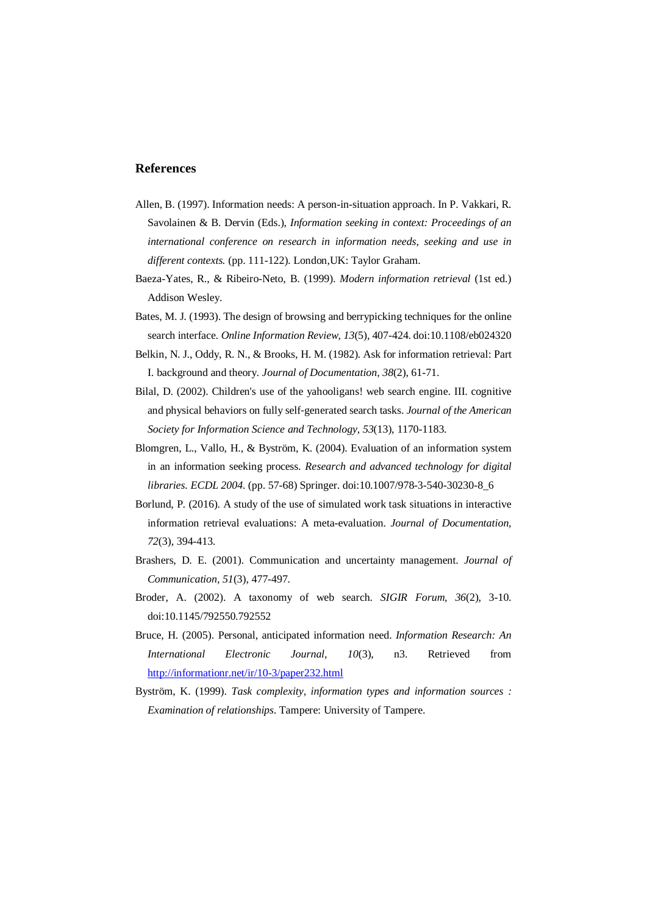## References

Allen, B. (1997). Information needs: A person-in-situation approach. In P. Vakkari, R. Savolainen & B. Dervin (Eds.), *Information seeking in context: Proceedings of an international conference on research in information needs, seeking and use in different contexts.* (pp. 111-122). London,UK: Taylor Graham.

Baeza-Yates, R., & Ribeiro-Neto, B. (1999). *Modern information retrieval* (1st ed.) Addison Wesley.

Bates, M. J. (1993). The design of browsing and berrypicking techniques for the online search interface. *Online Information Review, 13*(5), 407-424. doi:10.1108/eb024320

Belkin, N. J., Oddy, R. N., & Brooks, H. M. (1982). Ask for information retrieval: Part I. background and theory. *Journal of Documentation, 38*(2), 61-71.

Bilal, D. (2002). Children's use of the yahooligans! web search engine. III. cognitive and physical behaviors on fully self-generated search tasks. *Journal of the American Society for Information Science and Technology, 53*(13), 1170-1183.

Blomgren, L., Vallo, H., & Byström, K. (2004). Evaluation of an information system in an information seeking process. *Research and advanced technology for digital libraries. ECDL 2004.* (pp. 57-68) Springer. doi:10.1007/978-3-540-30230-8_6

Borlund, P. (2016). A study of the use of simulated work task situations in interactive information retrieval evaluations: A meta-evaluation. *Journal of Documentation, 72*(3), 394-413.

Brashers, D. E. (2001). Communication and uncertainty management. *Journal of Communication, 51*(3), 477-497.

Broder, A. (2002). A taxonomy of web search. *SIGIR Forum, 36*(2), 3-10. doi:10.1145/792550.792552

Bruce, H. (2005). Personal, anticipated information need. *Information Research: An International Electronic Journal, 10*(3), n3. Retrieved from http://informationr.net/ir/10-3/paper232.html

Byström, K. (1999). *Task complexity, information types and information sources : Examination of relationships*. Tampere: University of Tampere.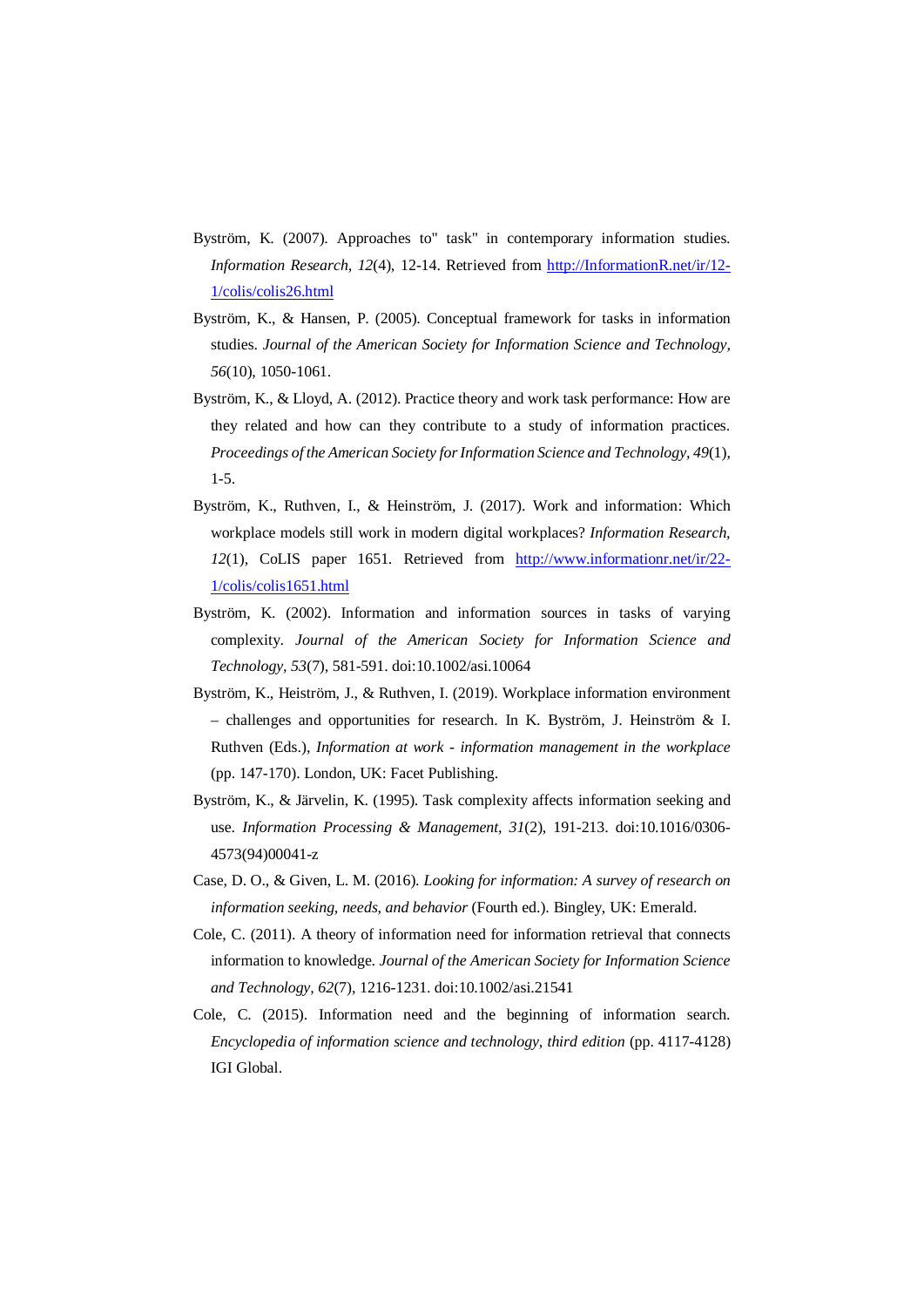Byström, K. (2007). Approaches to" task" in contemporary information studies. *Information Research, 12*(4), 12-14. Retrieved from http://InformationR.net/ir/12-1/colis/colis26.html

Byström, K., & Hansen, P. (2005). Conceptual framework for tasks in information studies. *Journal of the American Society for Information Science and Technology, 56*(10), 1050-1061.

Byström, K., & Lloyd, A. (2012). Practice theory and work task performance: How are they related and how can they contribute to a study of information practices. *Proceedings of the American Society for Information Science and Technology, 49*(1), 1-5.

Byström, K., Ruthven, I., & Heinström, J. (2017). Work and information: Which workplace models still work in modern digital workplaces? *Information Research, 12*(1), CoLIS paper 1651. Retrieved from http://www.informationr.net/ir/22-1/colis/colis1651.html

Byström, K. (2002). Information and information sources in tasks of varying complexity. *Journal of the American Society for Information Science and Technology, 53*(7), 581-591. doi:10.1002/asi.10064

Byström, K., Heiström, J., & Ruthven, I. (2019). Workplace information environment – challenges and opportunities for research. In K. Byström, J. Heinström & I. Ruthven (Eds.), *Information at work - information management in the workplace* (pp. 147-170). London, UK: Facet Publishing.

Byström, K., & Järvelin, K. (1995). Task complexity affects information seeking and use. *Information Processing & Management, 31*(2), 191-213. doi:10.1016/0306-4573(94)00041-z

Case, D. O., & Given, L. M. (2016). *Looking for information: A survey of research on information seeking, needs, and behavior* (Fourth ed.). Bingley, UK: Emerald.

Cole, C. (2011). A theory of information need for information retrieval that connects information to knowledge. *Journal of the American Society for Information Science and Technology, 62*(7), 1216-1231. doi:10.1002/asi.21541

Cole, C. (2015). Information need and the beginning of information search. *Encyclopedia of information science and technology, third edition* (pp. 4117-4128) IGI Global.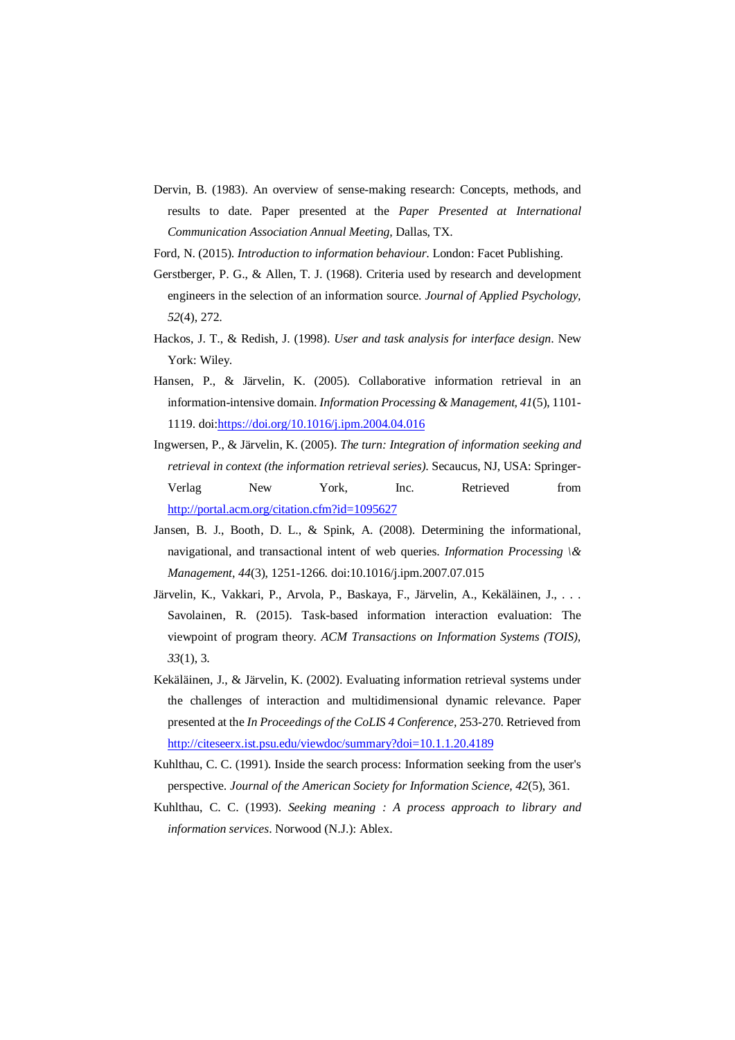Dervin, B. (1983). An overview of sense-making research: Concepts, methods, and results to date. Paper presented at the *Paper Presented at International Communication Association Annual Meeting,* Dallas, TX.

Ford, N. (2015). *Introduction to information behaviour.* London: Facet Publishing.

Gerstberger, P. G., & Allen, T. J. (1968). Criteria used by research and development engineers in the selection of an information source. *Journal of Applied Psychology, 52*(4), 272.

Hackos, J. T., & Redish, J. (1998). *User and task analysis for interface design*. New York: Wiley.

Hansen, P., & Järvelin, K. (2005). Collaborative information retrieval in an information-intensive domain. *Information Processing & Management, 41*(5), 1101-1119. doi:https://doi.org/10.1016/j.ipm.2004.04.016

Ingwersen, P., & Järvelin, K. (2005). *The turn: Integration of information seeking and retrieval in context (the information retrieval series).* Secaucus, NJ, USA: Springer-Verlag New York, Inc. Retrieved from http://portal.acm.org/citation.cfm?id=1095627

Jansen, B. J., Booth, D. L., & Spink, A. (2008). Determining the informational, navigational, and transactional intent of web queries. *Information Processing \& Management, 44*(3), 1251-1266. doi:10.1016/j.ipm.2007.07.015

Järvelin, K., Vakkari, P., Arvola, P., Baskaya, F., Järvelin, A., Kekäläinen, J., . . . Savolainen, R. (2015). Task-based information interaction evaluation: The viewpoint of program theory. *ACM Transactions on Information Systems (TOIS), 33*(1), 3.

Kekäläinen, J., & Järvelin, K. (2002). Evaluating information retrieval systems under the challenges of interaction and multidimensional dynamic relevance. Paper presented at the *In Proceedings of the CoLIS 4 Conference,* 253-270. Retrieved from http://citeseerx.ist.psu.edu/viewdoc/summary?doi=10.1.1.20.4189

Kuhlthau, C. C. (1991). Inside the search process: Information seeking from the user's perspective. *Journal of the American Society for Information Science, 42*(5), 361.

Kuhlthau, C. C. (1993). *Seeking meaning : A process approach to library and information services*. Norwood (N.J.): Ablex.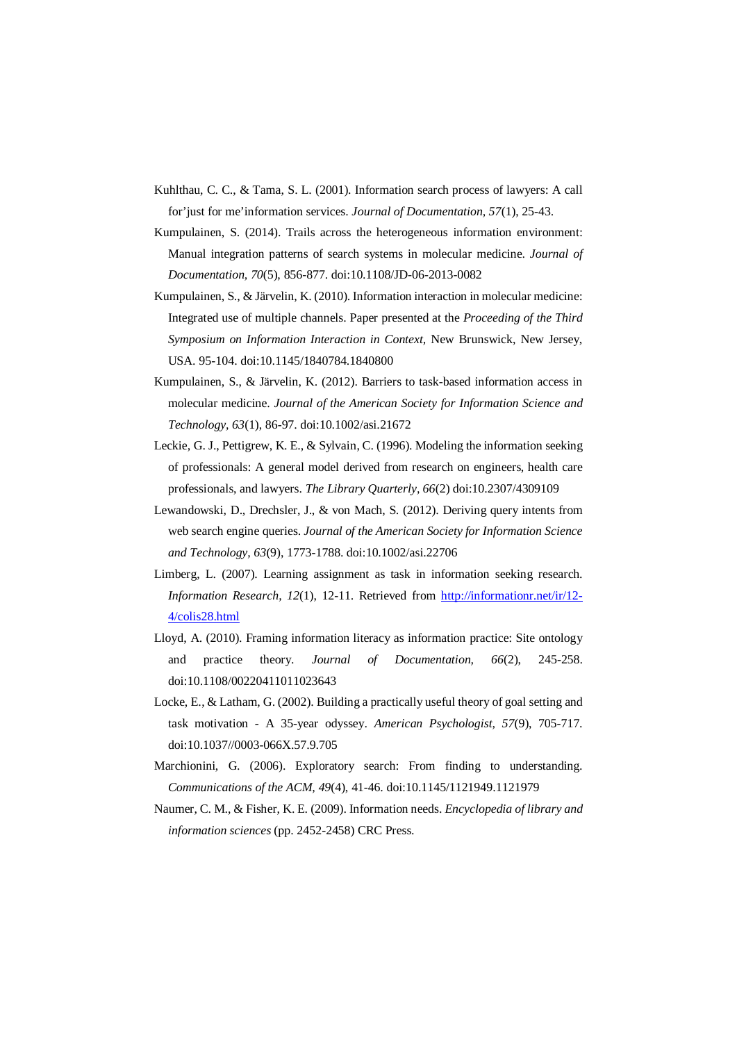Kuhlthau, C. C., & Tama, S. L. (2001). Information search process of lawyers: A call for'just for me'information services. *Journal of Documentation*, *57*(1), 25-43.

Kumpulainen, S. (2014). Trails across the heterogeneous information environment: Manual integration patterns of search systems in molecular medicine. *Journal of Documentation, 70*(5), 856-877. doi:10.1108/JD-06-2013-0082

Kumpulainen, S., & Järvelin, K. (2010). Information interaction in molecular medicine: Integrated use of multiple channels. Paper presented at the *Proceeding of the Third Symposium on Information Interaction in Context,* New Brunswick, New Jersey, USA. 95-104. doi:10.1145/1840784.1840800

Kumpulainen, S., & Järvelin, K. (2012). Barriers to task-based information access in molecular medicine. *Journal of the American Society for Information Science and Technology*, *63*(1), 86-97. doi:10.1002/asi.21672

Leckie, G. J., Pettigrew, K. E., & Sylvain, C. (1996). Modeling the information seeking of professionals: A general model derived from research on engineers, health care professionals, and lawyers. *The Library Quarterly*, *66*(2) doi:10.2307/4309109

Lewandowski, D., Drechsler, J., & von Mach, S. (2012). Deriving query intents from web search engine queries. *Journal of the American Society for Information Science and Technology*, *63*(9), 1773-1788. doi:10.1002/asi.22706

Limberg, L. (2007). Learning assignment as task in information seeking research. *Information Research, 12*(1), 12-11. Retrieved from http://informationr.net/ir/12-4/colis28.html

Lloyd, A. (2010). Framing information literacy as information practice: Site ontology and practice theory. *Journal of Documentation, 66*(2), 245-258. doi:10.1108/00220411011023643

Locke, E., & Latham, G. (2002). Building a practically useful theory of goal setting and task motivation - A 35-year odyssey. *American Psychologist*, *57*(9), 705-717. doi:10.1037//0003-066X.57.9.705

Marchionini, G. (2006). Exploratory search: From finding to understanding. *Communications of the ACM*, *49*(4), 41-46. doi:10.1145/1121949.1121979

Naumer, C. M., & Fisher, K. E. (2009). Information needs. *Encyclopedia of library and information sciences* (pp. 2452-2458) CRC Press.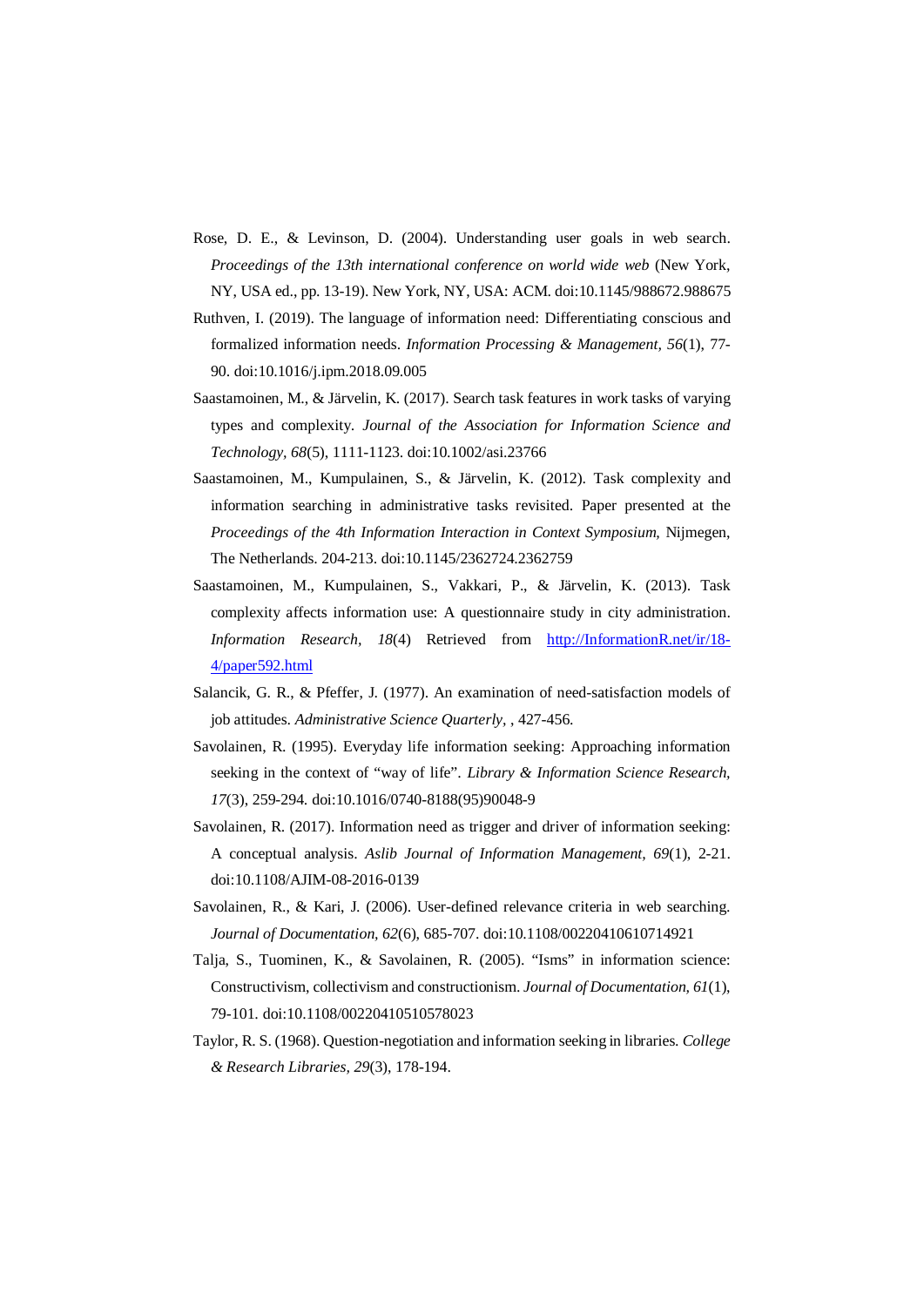Rose, D. E., & Levinson, D. (2004). Understanding user goals in web search. *Proceedings of the 13th international conference on world wide web* (New York, NY, USA ed., pp. 13-19). New York, NY, USA: ACM. doi:10.1145/988672.988675

Ruthven, I. (2019). The language of information need: Differentiating conscious and formalized information needs. *Information Processing & Management, 56*(1), 77-90. doi:10.1016/j.ipm.2018.09.005

Saastamoinen, M., & Järvelin, K. (2017). Search task features in work tasks of varying types and complexity. *Journal of the Association for Information Science and Technology, 68*(5), 1111-1123. doi:10.1002/asi.23766

Saastamoinen, M., Kumpulainen, S., & Järvelin, K. (2012). Task complexity and information searching in administrative tasks revisited. Paper presented at the *Proceedings of the 4th Information Interaction in Context Symposium,* Nijmegen, The Netherlands. 204-213. doi:10.1145/2362724.2362759

Saastamoinen, M., Kumpulainen, S., Vakkari, P., & Järvelin, K. (2013). Task complexity affects information use: A questionnaire study in city administration. *Information Research, 18*(4) Retrieved from [http://InformationR.net/ir/18-4/paper592.html](http://InformationR.net/ir/18-4/paper592.html)

Salancik, G. R., & Pfeffer, J. (1977). An examination of need-satisfaction models of job attitudes. *Administrative Science Quarterly,* , 427-456.

Savolainen, R. (1995). Everyday life information seeking: Approaching information seeking in the context of "way of life". *Library & Information Science Research, 17*(3), 259-294. doi:10.1016/0740-8188(95)90048-9

Savolainen, R. (2017). Information need as trigger and driver of information seeking: A conceptual analysis. *Aslib Journal of Information Management, 69*(1), 2-21. doi:10.1108/AJIM-08-2016-0139

Savolainen, R., & Kari, J. (2006). User-defined relevance criteria in web searching. *Journal of Documentation, 62*(6), 685-707. doi:10.1108/00220410610714921

Talja, S., Tuominen, K., & Savolainen, R. (2005). "Isms" in information science: Constructivism, collectivism and constructionism. *Journal of Documentation, 61*(1), 79-101. doi:10.1108/00220410510578023

Taylor, R. S. (1968). Question-negotiation and information seeking in libraries. *College & Research Libraries, 29*(3), 178-194.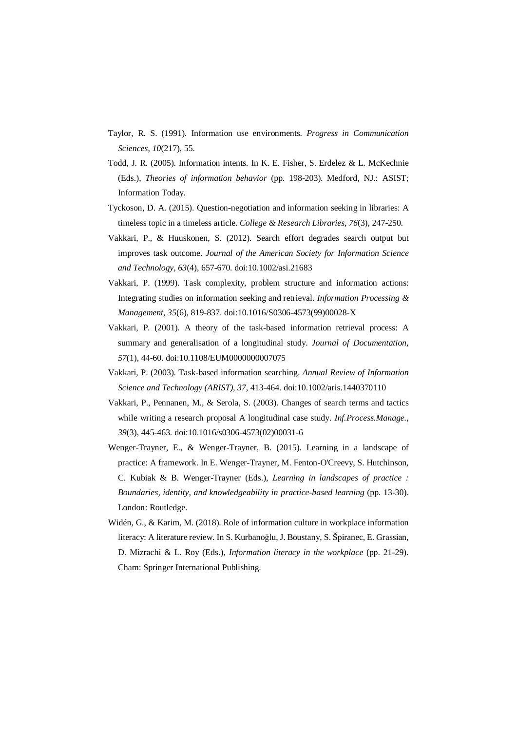Taylor, R. S. (1991). Information use environments. *Progress in Communication Sciences, 10*(217), 55.

Todd, J. R. (2005). Information intents. In K. E. Fisher, S. Erdelez & L. McKechnie (Eds.), *Theories of information behavior* (pp. 198-203). Medford, NJ.: ASIST; Information Today.

Tyckoson, D. A. (2015). Question-negotiation and information seeking in libraries: A timeless topic in a timeless article. *College & Research Libraries, 76*(3), 247-250.

Vakkari, P., & Huuskonen, S. (2012). Search effort degrades search output but improves task outcome. *Journal of the American Society for Information Science and Technology, 63*(4), 657-670. doi:10.1002/asi.21683

Vakkari, P. (1999). Task complexity, problem structure and information actions: Integrating studies on information seeking and retrieval. *Information Processing & Management, 35*(6), 819-837. doi:10.1016/S0306-4573(99)00028-X

Vakkari, P. (2001). A theory of the task-based information retrieval process: A summary and generalisation of a longitudinal study. *Journal of Documentation, 57*(1), 44-60. doi:10.1108/EUM0000000007075

Vakkari, P. (2003). Task-based information searching. *Annual Review of Information Science and Technology (ARIST), 37*, 413-464. doi:10.1002/aris.1440370110

Vakkari, P., Pennanen, M., & Serola, S. (2003). Changes of search terms and tactics while writing a research proposal A longitudinal case study. *Inf.Process.Manage., 39*(3), 445-463. doi:10.1016/s0306-4573(02)00031-6

Wenger-Trayner, E., & Wenger-Trayner, B. (2015). Learning in a landscape of practice: A framework. In E. Wenger-Trayner, M. Fenton-O'Creevy, S. Hutchinson, C. Kubiak & B. Wenger-Trayner (Eds.), *Learning in landscapes of practice : Boundaries, identity, and knowledgeability in practice-based learning* (pp. 13-30). London: Routledge.

Widén, G., & Karim, M. (2018). Role of information culture in workplace information literacy: A literature review. In S. Kurbanoğlu, J. Boustany, S. Špiranec, E. Grassian, D. Mizrachi & L. Roy (Eds.), *Information literacy in the workplace* (pp. 21-29). Cham: Springer International Publishing.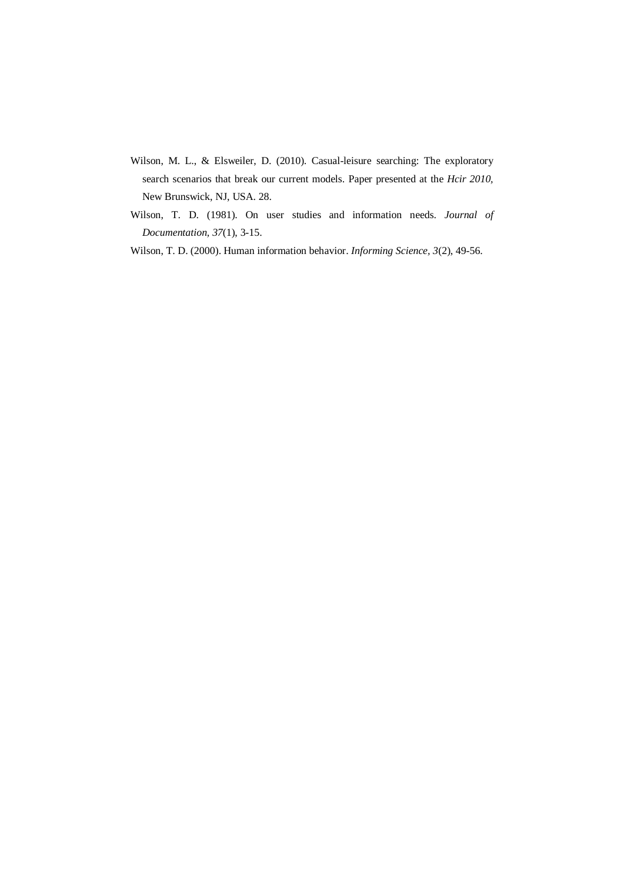Wilson, M. L., & Elsweiler, D. (2010). Casual-leisure searching: The exploratory search scenarios that break our current models. Paper presented at the *Hcir 2010,* New Brunswick, NJ, USA. 28.

Wilson, T. D. (1981). On user studies and information needs. *Journal of Documentation, 37*(1), 3-15.

Wilson, T. D. (2000). Human information behavior. *Informing Science, 3*(2), 49-56.